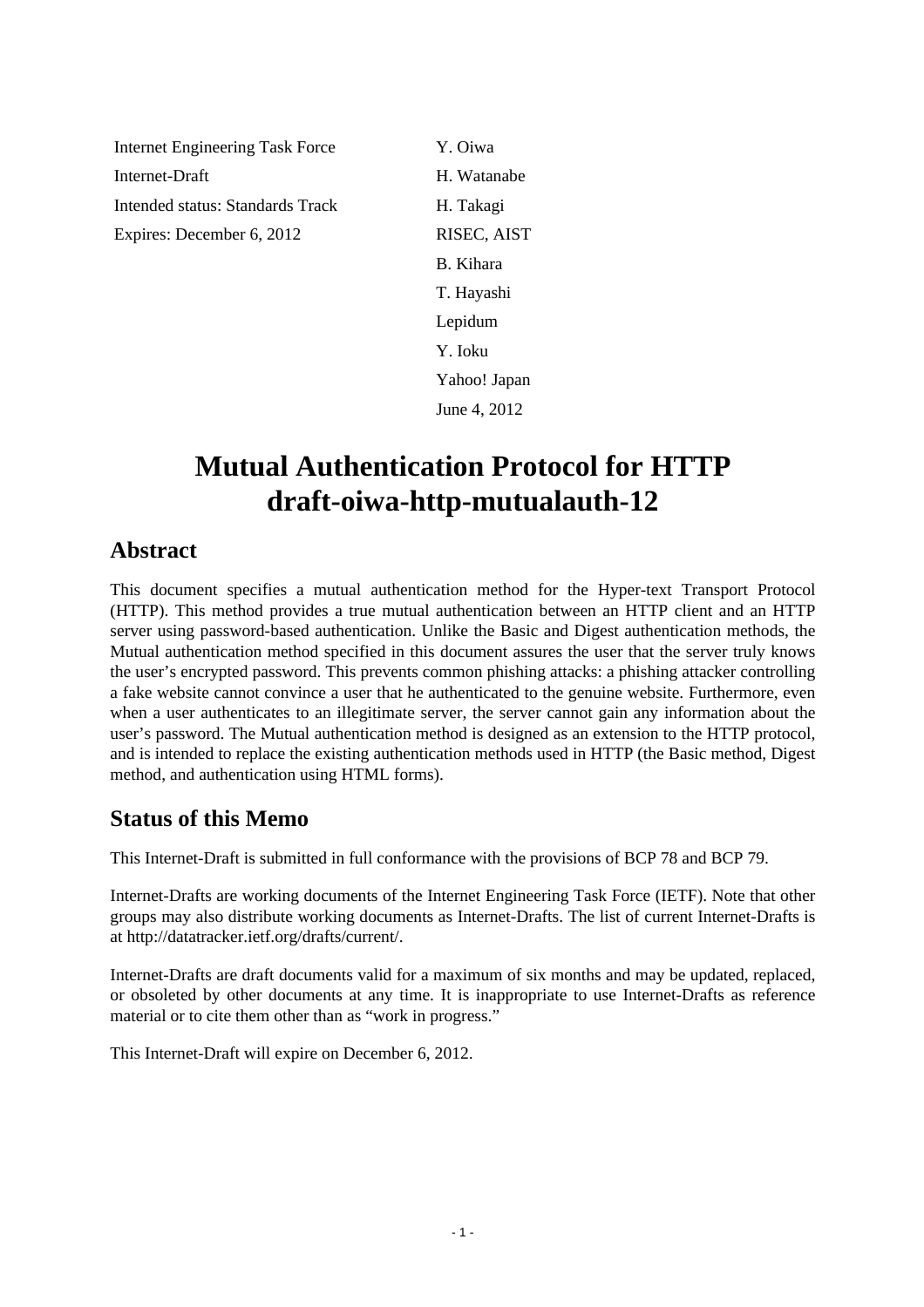| | |
|---|---|
| Internet Engineering Task Force | Y. Oiwa |
| Internet-Draft | H. Watanabe |
| Intended status: Standards Track | H. Takagi |
| Expires: December 6, 2012 | RISEC, AIST |
| | B. Kihara |
| | T. Hayashi |
| | Lepidum |
| | Y. Ioku |
| | Yahoo! Japan |
| | June 4, 2012 |

# Mutual Authentication Protocol for HTTP draft-oiwa-http-mutualauth-12

## Abstract

This document specifies a mutual authentication method for the Hyper-text Transport Protocol (HTTP). This method provides a true mutual authentication between an HTTP client and an HTTP server using password-based authentication. Unlike the Basic and Digest authentication methods, the Mutual authentication method specified in this document assures the user that the server truly knows the user's encrypted password. This prevents common phishing attacks: a phishing attacker controlling a fake website cannot convince a user that he authenticated to the genuine website. Furthermore, even when a user authenticates to an illegitimate server, the server cannot gain any information about the user's password. The Mutual authentication method is designed as an extension to the HTTP protocol, and is intended to replace the existing authentication methods used in HTTP (the Basic method, Digest method, and authentication using HTML forms).

## Status of this Memo

This Internet-Draft is submitted in full conformance with the provisions of BCP 78 and BCP 79.

Internet-Drafts are working documents of the Internet Engineering Task Force (IETF). Note that other groups may also distribute working documents as Internet-Drafts. The list of current Internet-Drafts is at http://datatracker.ietf.org/drafts/current/.

Internet-Drafts are draft documents valid for a maximum of six months and may be updated, replaced, or obsoleted by other documents at any time. It is inappropriate to use Internet-Drafts as reference material or to cite them other than as "work in progress."

This Internet-Draft will expire on December 6, 2012.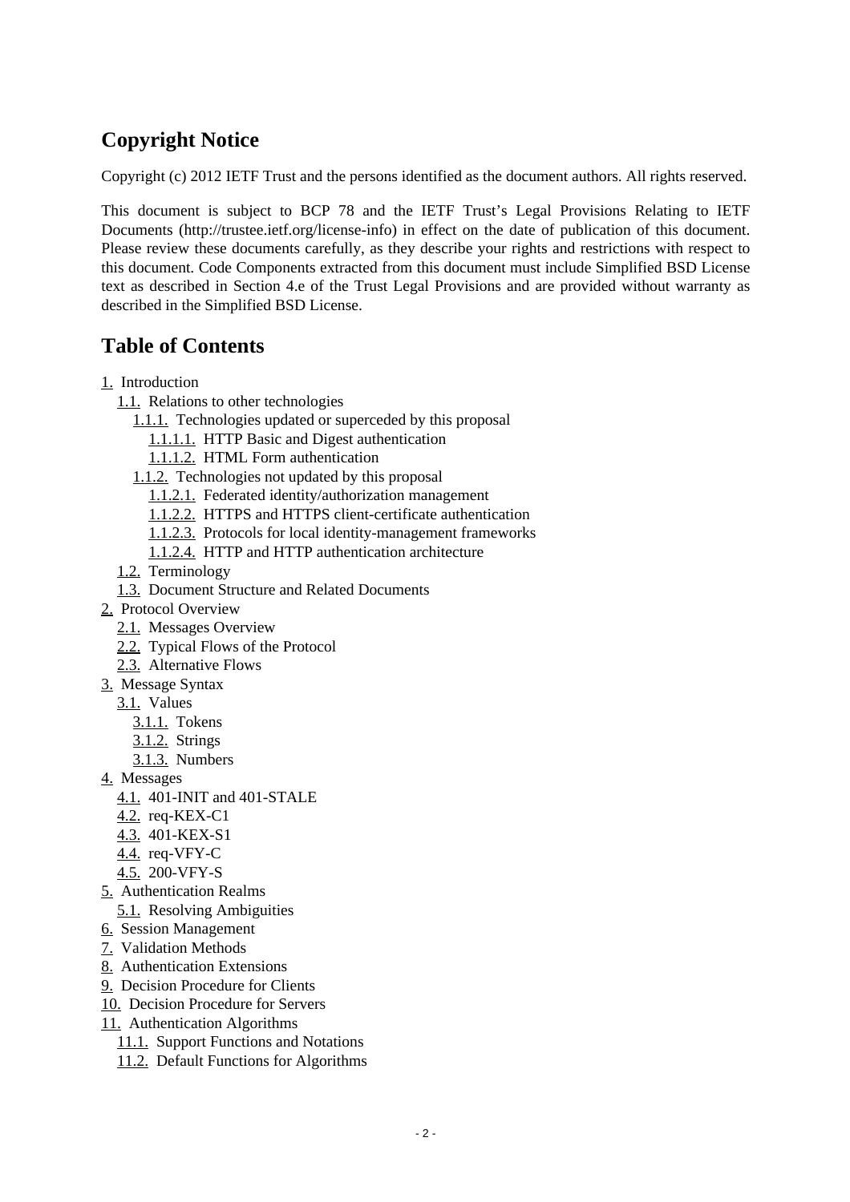## Copyright Notice

Copyright (c) 2012 IETF Trust and the persons identified as the document authors. All rights reserved.

This document is subject to BCP 78 and the IETF Trust's Legal Provisions Relating to IETF Documents (http://trustee.ietf.org/license-info) in effect on the date of publication of this document. Please review these documents carefully, as they describe your rights and restrictions with respect to this document. Code Components extracted from this document must include Simplified BSD License text as described in Section 4.e of the Trust Legal Provisions and are provided without warranty as described in the Simplified BSD License.

## Table of Contents

- 1. Introduction
  - 1.1. Relations to other technologies
    - 1.1.1. Technologies updated or superceded by this proposal
      - 1.1.1.1. HTTP Basic and Digest authentication
      - 1.1.1.2. HTML Form authentication
    - 1.1.2. Technologies not updated by this proposal
      - 1.1.2.1. Federated identity/authorization management
      - 1.1.2.2. HTTPS and HTTPS client-certificate authentication
      - 1.1.2.3. Protocols for local identity-management frameworks
      - 1.1.2.4. HTTP and HTTP authentication architecture
  - 1.2. Terminology
  - 1.3. Document Structure and Related Documents
- 2. Protocol Overview
  - 2.1. Messages Overview
  - 2.2. Typical Flows of the Protocol
  - 2.3. Alternative Flows
- 3. Message Syntax
  - 3.1. Values
    - 3.1.1. Tokens
    - 3.1.2. Strings
    - 3.1.3. Numbers
- 4. Messages
  - 4.1. 401-INIT and 401-STALE
  - 4.2. req-KEX-C1
  - 4.3. 401-KEX-S1
  - 4.4. req-VFY-C
  - 4.5. 200-VFY-S
- 5. Authentication Realms
  - 5.1. Resolving Ambiguities
- 6. Session Management
- 7. Validation Methods
- 8. Authentication Extensions
- 9. Decision Procedure for Clients
- 10. Decision Procedure for Servers
- 11. Authentication Algorithms
  - 11.1. Support Functions and Notations
  - 11.2. Default Functions for Algorithms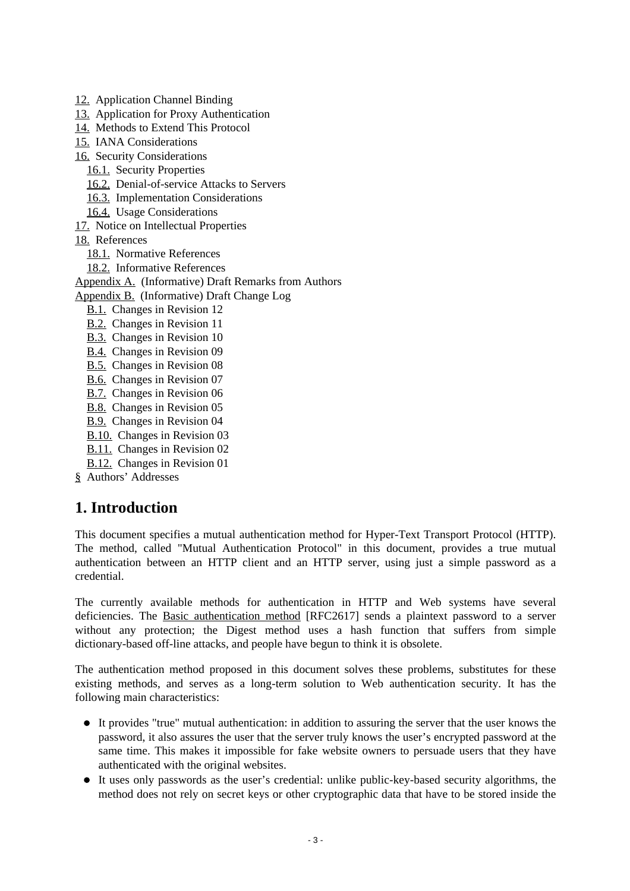- 12. Application Channel Binding
- 13. Application for Proxy Authentication
- 14. Methods to Extend This Protocol
- 15. IANA Considerations
- 16. Security Considerations
  - 16.1. Security Properties
  - 16.2. Denial-of-service Attacks to Servers
  - 16.3. Implementation Considerations
  - 16.4. Usage Considerations
- 17. Notice on Intellectual Properties
- 18. References
  - 18.1. Normative References
  - 18.2. Informative References
- Appendix A. (Informative) Draft Remarks from Authors
- Appendix B. (Informative) Draft Change Log
  - B.1. Changes in Revision 12
  - B.2. Changes in Revision 11
  - B.3. Changes in Revision 10
  - B.4. Changes in Revision 09
  - B.5. Changes in Revision 08
  - B.6. Changes in Revision 07
  - B.7. Changes in Revision 06
  - B.8. Changes in Revision 05
  - B.9. Changes in Revision 04
  - B.10. Changes in Revision 03
  - B.11. Changes in Revision 02
  - B.12. Changes in Revision 01
- § Authors' Addresses

# 1. Introduction

This document specifies a mutual authentication method for Hyper-Text Transport Protocol (HTTP). The method, called "Mutual Authentication Protocol" in this document, provides a true mutual authentication between an HTTP client and an HTTP server, using just a simple password as a credential.

The currently available methods for authentication in HTTP and Web systems have several deficiencies. The Basic authentication method [RFC2617] sends a plaintext password to a server without any protection; the Digest method uses a hash function that suffers from simple dictionary-based off-line attacks, and people have begun to think it is obsolete.

The authentication method proposed in this document solves these problems, substitutes for these existing methods, and serves as a long-term solution to Web authentication security. It has the following main characteristics:

- It provides "true" mutual authentication: in addition to assuring the server that the user knows the password, it also assures the user that the server truly knows the user's encrypted password at the same time. This makes it impossible for fake website owners to persuade users that they have authenticated with the original websites.
- It uses only passwords as the user's credential: unlike public-key-based security algorithms, the method does not rely on secret keys or other cryptographic data that have to be stored inside the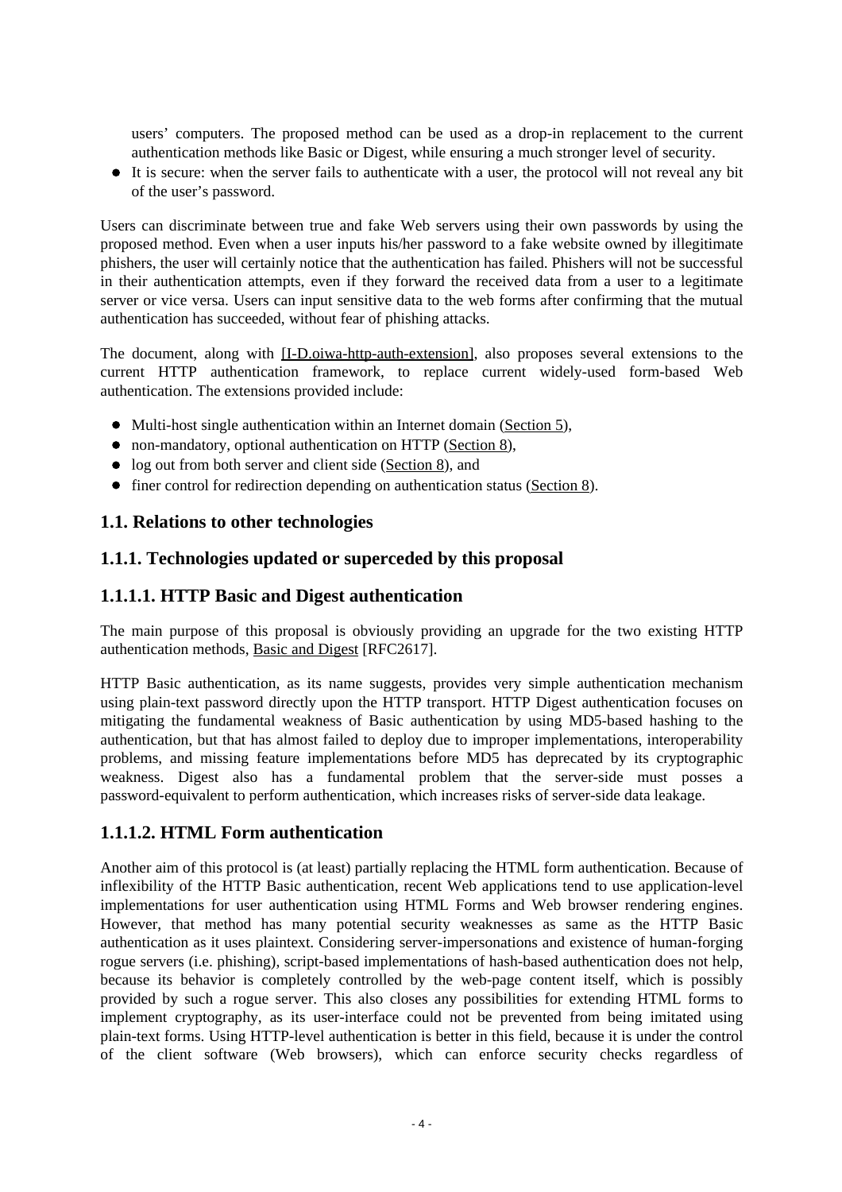users' computers. The proposed method can be used as a drop-in replacement to the current authentication methods like Basic or Digest, while ensuring a much stronger level of security.

- It is secure: when the server fails to authenticate with a user, the protocol will not reveal any bit of the user's password.

Users can discriminate between true and fake Web servers using their own passwords by using the proposed method. Even when a user inputs his/her password to a fake website owned by illegitimate phishers, the user will certainly notice that the authentication has failed. Phishers will not be successful in their authentication attempts, even if they forward the received data from a user to a legitimate server or vice versa. Users can input sensitive data to the web forms after confirming that the mutual authentication has succeeded, without fear of phishing attacks.

The document, along with [I-D.oiwa-http-auth-extension], also proposes several extensions to the current HTTP authentication framework, to replace current widely-used form-based Web authentication. The extensions provided include:

- Multi-host single authentication within an Internet domain (Section 5),
- non-mandatory, optional authentication on HTTP (Section 8),
- log out from both server and client side (Section 8), and
- finer control for redirection depending on authentication status (Section 8).

## 1.1. Relations to other technologies

### 1.1.1. Technologies updated or superceded by this proposal

#### 1.1.1.1. HTTP Basic and Digest authentication

The main purpose of this proposal is obviously providing an upgrade for the two existing HTTP authentication methods, Basic and Digest [RFC2617].

HTTP Basic authentication, as its name suggests, provides very simple authentication mechanism using plain-text password directly upon the HTTP transport. HTTP Digest authentication focuses on mitigating the fundamental weakness of Basic authentication by using MD5-based hashing to the authentication, but that has almost failed to deploy due to improper implementations, interoperability problems, and missing feature implementations before MD5 has deprecated by its cryptographic weakness. Digest also has a fundamental problem that the server-side must posses a password-equivalent to perform authentication, which increases risks of server-side data leakage.

#### 1.1.1.2. HTML Form authentication

Another aim of this protocol is (at least) partially replacing the HTML form authentication. Because of inflexibility of the HTTP Basic authentication, recent Web applications tend to use application-level implementations for user authentication using HTML Forms and Web browser rendering engines. However, that method has many potential security weaknesses as same as the HTTP Basic authentication as it uses plaintext. Considering server-impersonations and existence of human-forging rogue servers (i.e. phishing), script-based implementations of hash-based authentication does not help, because its behavior is completely controlled by the web-page content itself, which is possibly provided by such a rogue server. This also closes any possibilities for extending HTML forms to implement cryptography, as its user-interface could not be prevented from being imitated using plain-text forms. Using HTTP-level authentication is better in this field, because it is under the control of the client software (Web browsers), which can enforce security checks regardless of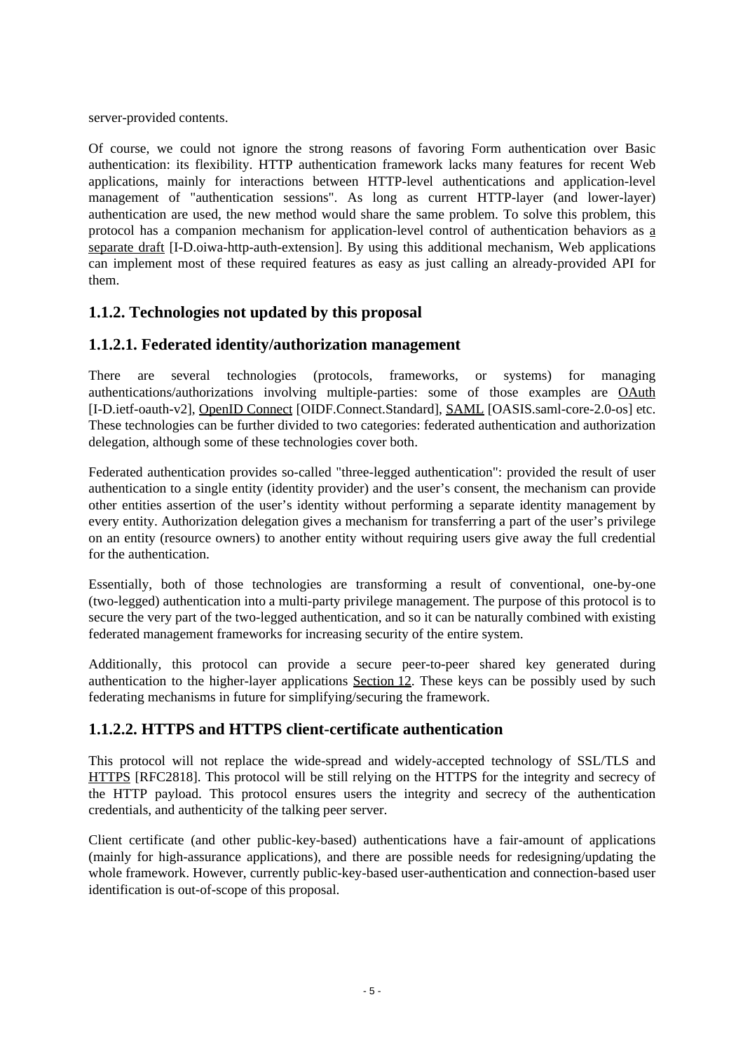server-provided contents.

Of course, we could not ignore the strong reasons of favoring Form authentication over Basic authentication: its flexibility. HTTP authentication framework lacks many features for recent Web applications, mainly for interactions between HTTP-level authentications and application-level management of "authentication sessions". As long as current HTTP-layer (and lower-layer) authentication are used, the new method would share the same problem. To solve this problem, this protocol has a companion mechanism for application-level control of authentication behaviors as a separate draft [I-D.oiwa-http-auth-extension]. By using this additional mechanism, Web applications can implement most of these required features as easy as just calling an already-provided API for them.

### 1.1.2. Technologies not updated by this proposal

#### 1.1.2.1. Federated identity/authorization management

There are several technologies (protocols, frameworks, or systems) for managing authentications/authorizations involving multiple-parties: some of those examples are OAuth [I-D.ietf-oauth-v2], OpenID Connect [OIDF.Connect.Standard], SAML [OASIS.saml-core-2.0-os] etc. These technologies can be further divided to two categories: federated authentication and authorization delegation, although some of these technologies cover both.

Federated authentication provides so-called "three-legged authentication": provided the result of user authentication to a single entity (identity provider) and the user's consent, the mechanism can provide other entities assertion of the user's identity without performing a separate identity management by every entity. Authorization delegation gives a mechanism for transferring a part of the user's privilege on an entity (resource owners) to another entity without requiring users give away the full credential for the authentication.

Essentially, both of those technologies are transforming a result of conventional, one-by-one (two-legged) authentication into a multi-party privilege management. The purpose of this protocol is to secure the very part of the two-legged authentication, and so it can be naturally combined with existing federated management frameworks for increasing security of the entire system.

Additionally, this protocol can provide a secure peer-to-peer shared key generated during authentication to the higher-layer applications Section 12. These keys can be possibly used by such federating mechanisms in future for simplifying/securing the framework.

#### 1.1.2.2. HTTPS and HTTPS client-certificate authentication

This protocol will not replace the wide-spread and widely-accepted technology of SSL/TLS and HTTPS [RFC2818]. This protocol will be still relying on the HTTPS for the integrity and secrecy of the HTTP payload. This protocol ensures users the integrity and secrecy of the authentication credentials, and authenticity of the talking peer server.

Client certificate (and other public-key-based) authentications have a fair-amount of applications (mainly for high-assurance applications), and there are possible needs for redesigning/updating the whole framework. However, currently public-key-based user-authentication and connection-based user identification is out-of-scope of this proposal.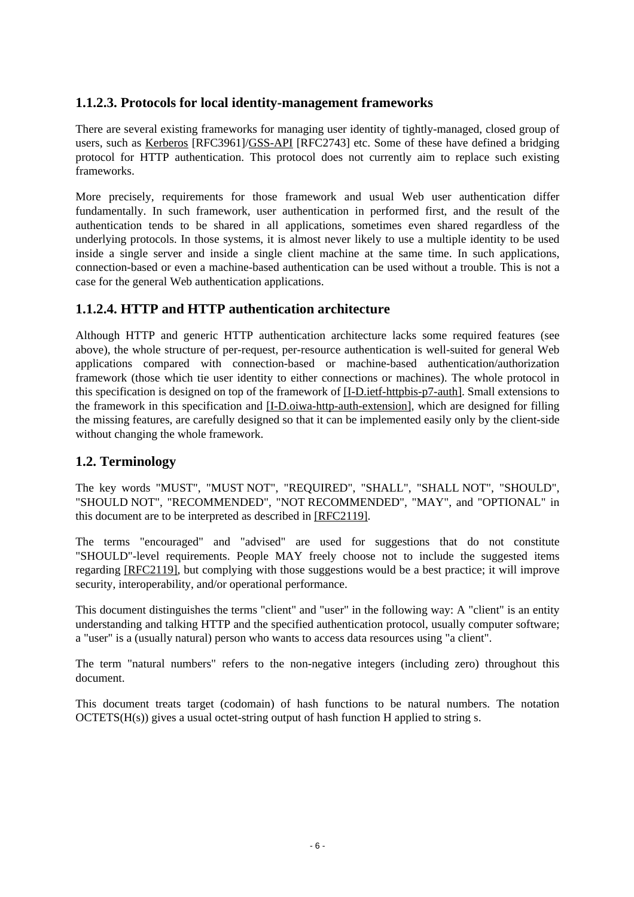### 1.1.2.3. Protocols for local identity-management frameworks

There are several existing frameworks for managing user identity of tightly-managed, closed group of users, such as Kerberos [RFC3961]/GSS-API [RFC2743] etc. Some of these have defined a bridging protocol for HTTP authentication. This protocol does not currently aim to replace such existing frameworks.

More precisely, requirements for those framework and usual Web user authentication differ fundamentally. In such framework, user authentication in performed first, and the result of the authentication tends to be shared in all applications, sometimes even shared regardless of the underlying protocols. In those systems, it is almost never likely to use a multiple identity to be used inside a single server and inside a single client machine at the same time. In such applications, connection-based or even a machine-based authentication can be used without a trouble. This is not a case for the general Web authentication applications.

### 1.1.2.4. HTTP and HTTP authentication architecture

Although HTTP and generic HTTP authentication architecture lacks some required features (see above), the whole structure of per-request, per-resource authentication is well-suited for general Web applications compared with connection-based or machine-based authentication/authorization framework (those which tie user identity to either connections or machines). The whole protocol in this specification is designed on top of the framework of [I-D.ietf-httpbis-p7-auth]. Small extensions to the framework in this specification and [I-D.oiwa-http-auth-extension], which are designed for filling the missing features, are carefully designed so that it can be implemented easily only by the client-side without changing the whole framework.

## 1.2. Terminology

The key words "MUST", "MUST NOT", "REQUIRED", "SHALL", "SHALL NOT", "SHOULD", "SHOULD NOT", "RECOMMENDED", "NOT RECOMMENDED", "MAY", and "OPTIONAL" in this document are to be interpreted as described in [RFC2119].

The terms "encouraged" and "advised" are used for suggestions that do not constitute "SHOULD"-level requirements. People MAY freely choose not to include the suggested items regarding [RFC2119], but complying with those suggestions would be a best practice; it will improve security, interoperability, and/or operational performance.

This document distinguishes the terms "client" and "user" in the following way: A "client" is an entity understanding and talking HTTP and the specified authentication protocol, usually computer software; a "user" is a (usually natural) person who wants to access data resources using "a client".

The term "natural numbers" refers to the non-negative integers (including zero) throughout this document.

This document treats target (codomain) of hash functions to be natural numbers. The notation OCTETS(H(s)) gives a usual octet-string output of hash function H applied to string s.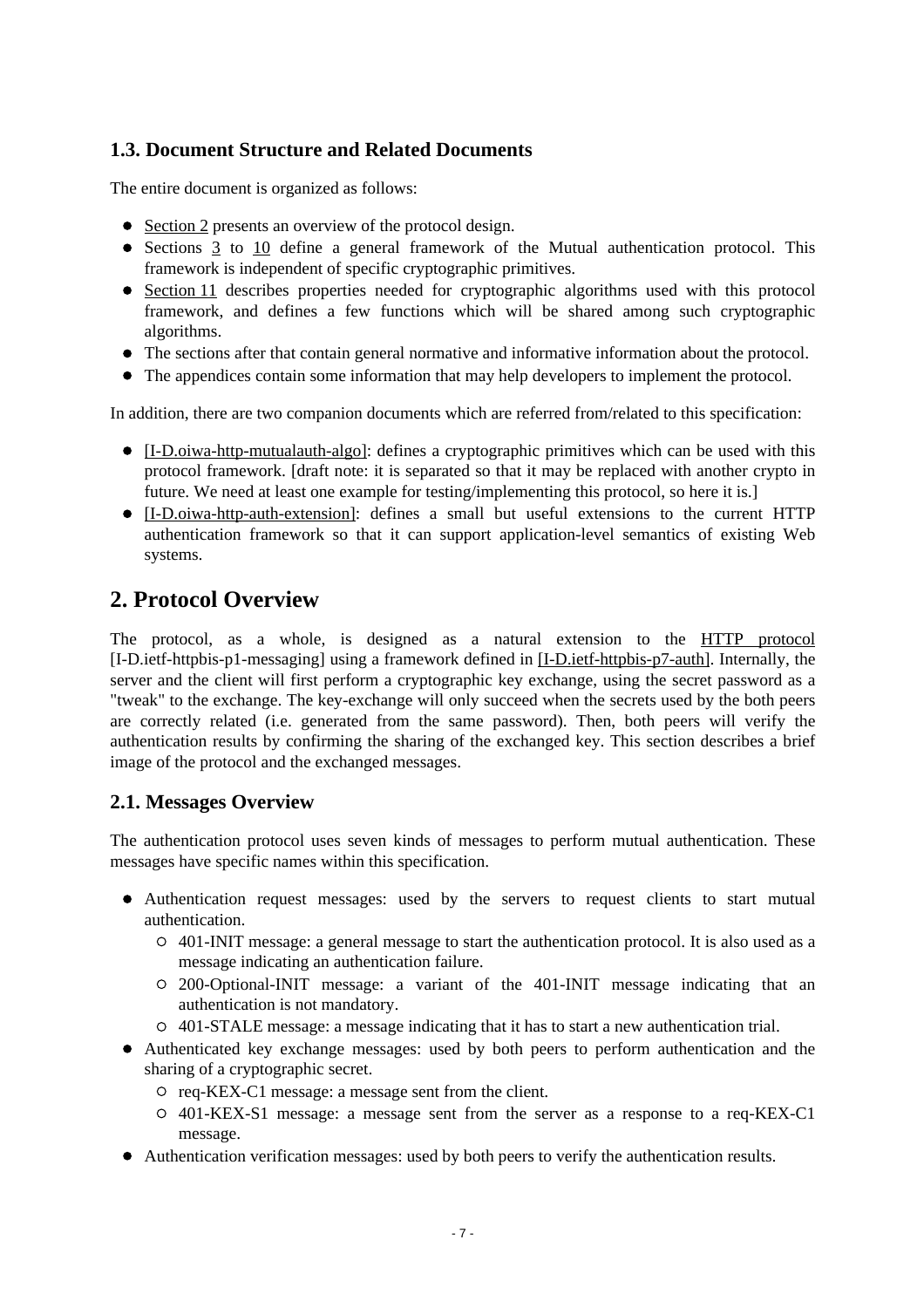### 1.3. Document Structure and Related Documents

The entire document is organized as follows:

- Section 2 presents an overview of the protocol design.
- Sections 3 to 10 define a general framework of the Mutual authentication protocol. This framework is independent of specific cryptographic primitives.
- Section 11 describes properties needed for cryptographic algorithms used with this protocol framework, and defines a few functions which will be shared among such cryptographic algorithms.
- The sections after that contain general normative and informative information about the protocol.
- The appendices contain some information that may help developers to implement the protocol.

In addition, there are two companion documents which are referred from/related to this specification:

- [I-D.oiwa-http-mutualauth-algo]: defines a cryptographic primitives which can be used with this protocol framework. [draft note: it is separated so that it may be replaced with another crypto in future. We need at least one example for testing/implementing this protocol, so here it is.]
- [I-D.oiwa-http-auth-extension]: defines a small but useful extensions to the current HTTP authentication framework so that it can support application-level semantics of existing Web systems.

## 2. Protocol Overview

The protocol, as a whole, is designed as a natural extension to the HTTP protocol [I-D.ietf-httpbis-p1-messaging] using a framework defined in [I-D.ietf-httpbis-p7-auth]. Internally, the server and the client will first perform a cryptographic key exchange, using the secret password as a "tweak" to the exchange. The key-exchange will only succeed when the secrets used by the both peers are correctly related (i.e. generated from the same password). Then, both peers will verify the authentication results by confirming the sharing of the exchanged key. This section describes a brief image of the protocol and the exchanged messages.

### 2.1. Messages Overview

The authentication protocol uses seven kinds of messages to perform mutual authentication. These messages have specific names within this specification.

- Authentication request messages: used by the servers to request clients to start mutual authentication.
  - 401-INIT message: a general message to start the authentication protocol. It is also used as a message indicating an authentication failure.
  - 200-Optional-INIT message: a variant of the 401-INIT message indicating that an authentication is not mandatory.
  - 401-STALE message: a message indicating that it has to start a new authentication trial.
- Authenticated key exchange messages: used by both peers to perform authentication and the sharing of a cryptographic secret.
  - req-KEX-C1 message: a message sent from the client.
  - 401-KEX-S1 message: a message sent from the server as a response to a req-KEX-C1 message.
- Authentication verification messages: used by both peers to verify the authentication results.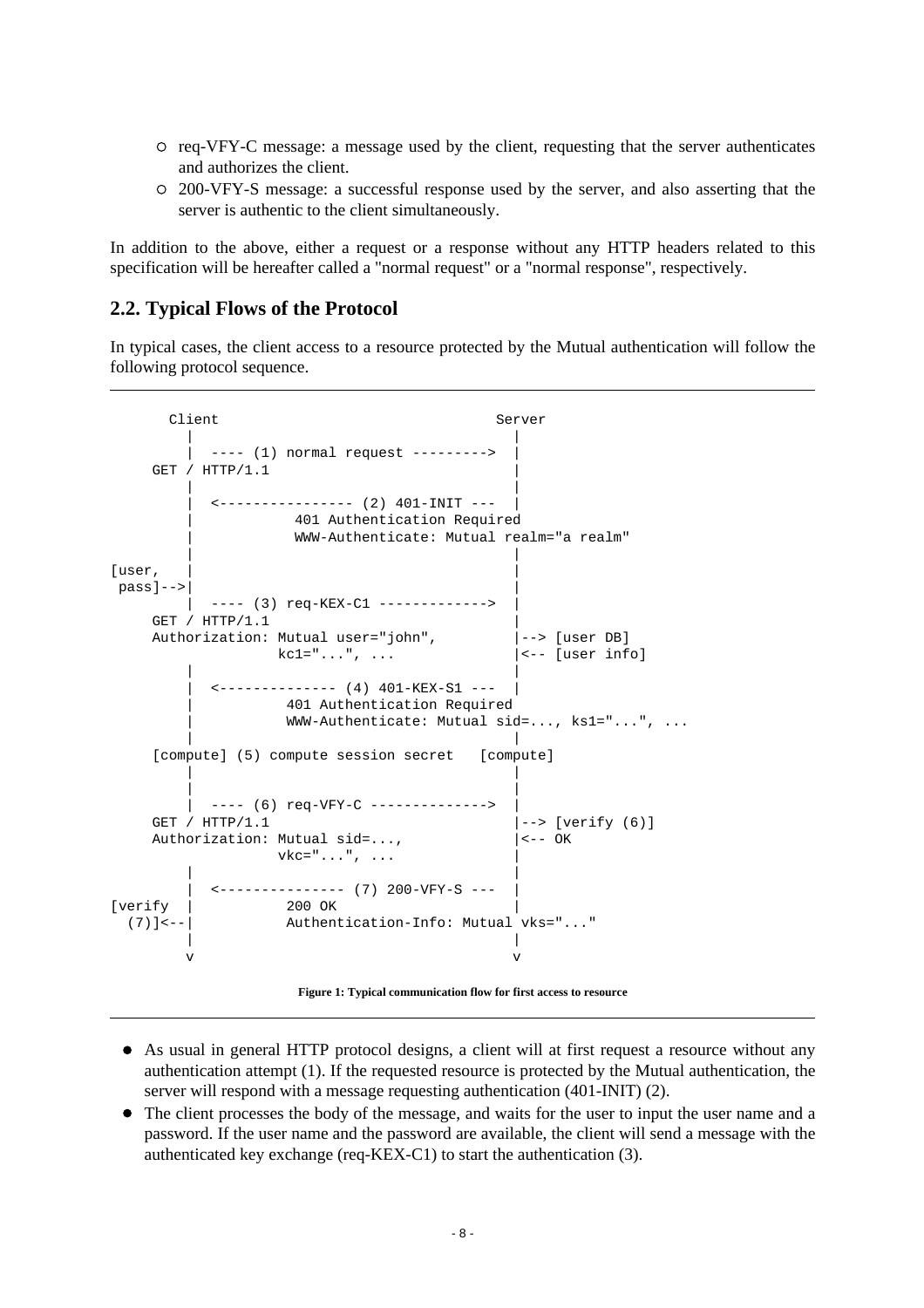- req-VFY-C message: a message used by the client, requesting that the server authenticates and authorizes the client.
- 200-VFY-S message: a successful response used by the server, and also asserting that the server is authentic to the client simultaneously.

In addition to the above, either a request or a response without any HTTP headers related to this specification will be hereafter called a "normal request" or a "normal response", respectively.

## 2.2. Typical Flows of the Protocol

In typical cases, the client access to a resource protected by the Mutual authentication will follow the following protocol sequence.

```
       Client                                 Server
         |                                      |
         |  ---- (1) normal request --------->  |
     GET / HTTP/1.1                             |
         |                                      |
         |  <---------------- (2) 401-INIT ---  |
         |            401 Authentication Required
         |            WWW-Authenticate: Mutual realm="a realm"
         |                                      |
[user,   |                                      |
 pass]-->|                                      |
         |  ---- (3) req-KEX-C1 ------------->  |
     GET / HTTP/1.1                             |
     Authorization: Mutual user="john",         |--> [user DB]
                    kc1="...", ...              |<-- [user info]
         |                                      |
         |  <-------------- (4) 401-KEX-S1 ---  |
         |           401 Authentication Required
         |           WWW-Authenticate: Mutual sid=..., ks1="...", ...
         |                                      |
     [compute] (5) compute session secret   [compute]
         |                                      |
         |                                      |
         |  ---- (6) req-VFY-C -------------->  |
     GET / HTTP/1.1                             |--> [verify (6)]
     Authorization: Mutual sid=...,             |<-- OK
                    vkc="...", ...              |
         |                                      |
         |  <--------------- (7) 200-VFY-S ---  |
[verify  |           200 OK                     |
  (7)]<--|           Authentication-Info: Mutual vks="..."
         |                                      |
         v                                      v
```

**Figure 1: Typical communication flow for first access to resource**

- As usual in general HTTP protocol designs, a client will at first request a resource without any authentication attempt (1). If the requested resource is protected by the Mutual authentication, the server will respond with a message requesting authentication (401-INIT) (2).
- The client processes the body of the message, and waits for the user to input the user name and a password. If the user name and the password are available, the client will send a message with the authenticated key exchange (req-KEX-C1) to start the authentication (3).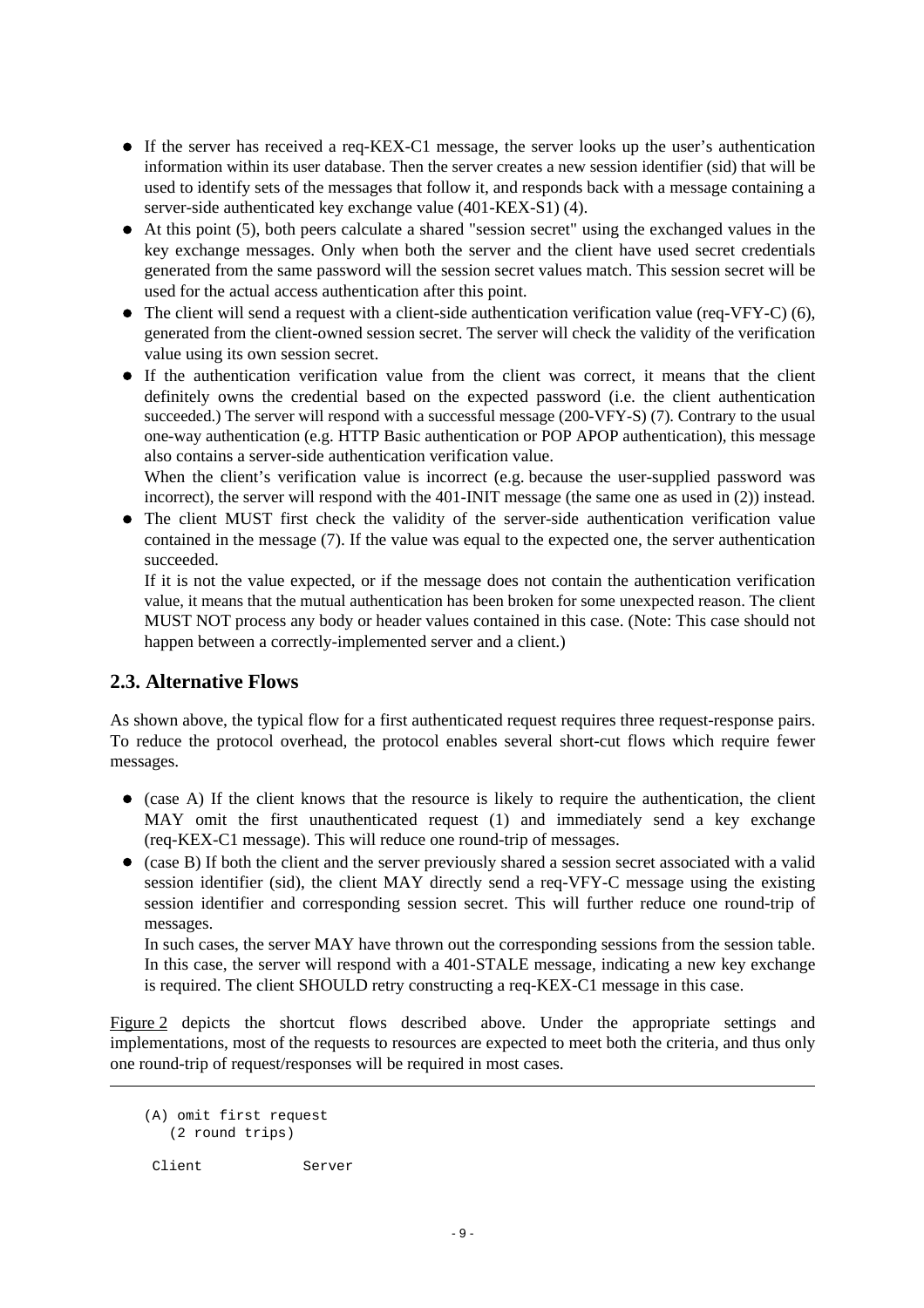- If the server has received a req-KEX-C1 message, the server looks up the user's authentication information within its user database. Then the server creates a new session identifier (sid) that will be used to identify sets of the messages that follow it, and responds back with a message containing a server-side authenticated key exchange value (401-KEX-S1) (4).
- At this point (5), both peers calculate a shared "session secret" using the exchanged values in the key exchange messages. Only when both the server and the client have used secret credentials generated from the same password will the session secret values match. This session secret will be used for the actual access authentication after this point.
- The client will send a request with a client-side authentication verification value (req-VFY-C) (6), generated from the client-owned session secret. The server will check the validity of the verification value using its own session secret.
- If the authentication verification value from the client was correct, it means that the client definitely owns the credential based on the expected password (i.e. the client authentication succeeded.) The server will respond with a successful message (200-VFY-S) (7). Contrary to the usual one-way authentication (e.g. HTTP Basic authentication or POP APOP authentication), this message also contains a server-side authentication verification value.

  When the client's verification value is incorrect (e.g. because the user-supplied password was incorrect), the server will respond with the 401-INIT message (the same one as used in (2)) instead.
- The client MUST first check the validity of the server-side authentication verification value contained in the message (7). If the value was equal to the expected one, the server authentication succeeded.

  If it is not the value expected, or if the message does not contain the authentication verification value, it means that the mutual authentication has been broken for some unexpected reason. The client MUST NOT process any body or header values contained in this case. (Note: This case should not happen between a correctly-implemented server and a client.)

## 2.3. Alternative Flows

As shown above, the typical flow for a first authenticated request requires three request-response pairs. To reduce the protocol overhead, the protocol enables several short-cut flows which require fewer messages.

- (case A) If the client knows that the resource is likely to require the authentication, the client MAY omit the first unauthenticated request (1) and immediately send a key exchange (req-KEX-C1 message). This will reduce one round-trip of messages.
- (case B) If both the client and the server previously shared a session secret associated with a valid session identifier (sid), the client MAY directly send a req-VFY-C message using the existing session identifier and corresponding session secret. This will further reduce one round-trip of messages.

  In such cases, the server MAY have thrown out the corresponding sessions from the session table. In this case, the server will respond with a 401-STALE message, indicating a new key exchange is required. The client SHOULD retry constructing a req-KEX-C1 message in this case.

Figure 2 depicts the shortcut flows described above. Under the appropriate settings and implementations, most of the requests to resources are expected to meet both the criteria, and thus only one round-trip of request/responses will be required in most cases.

---

```
(A) omit first request
   (2 round trips)

 Client            Server
```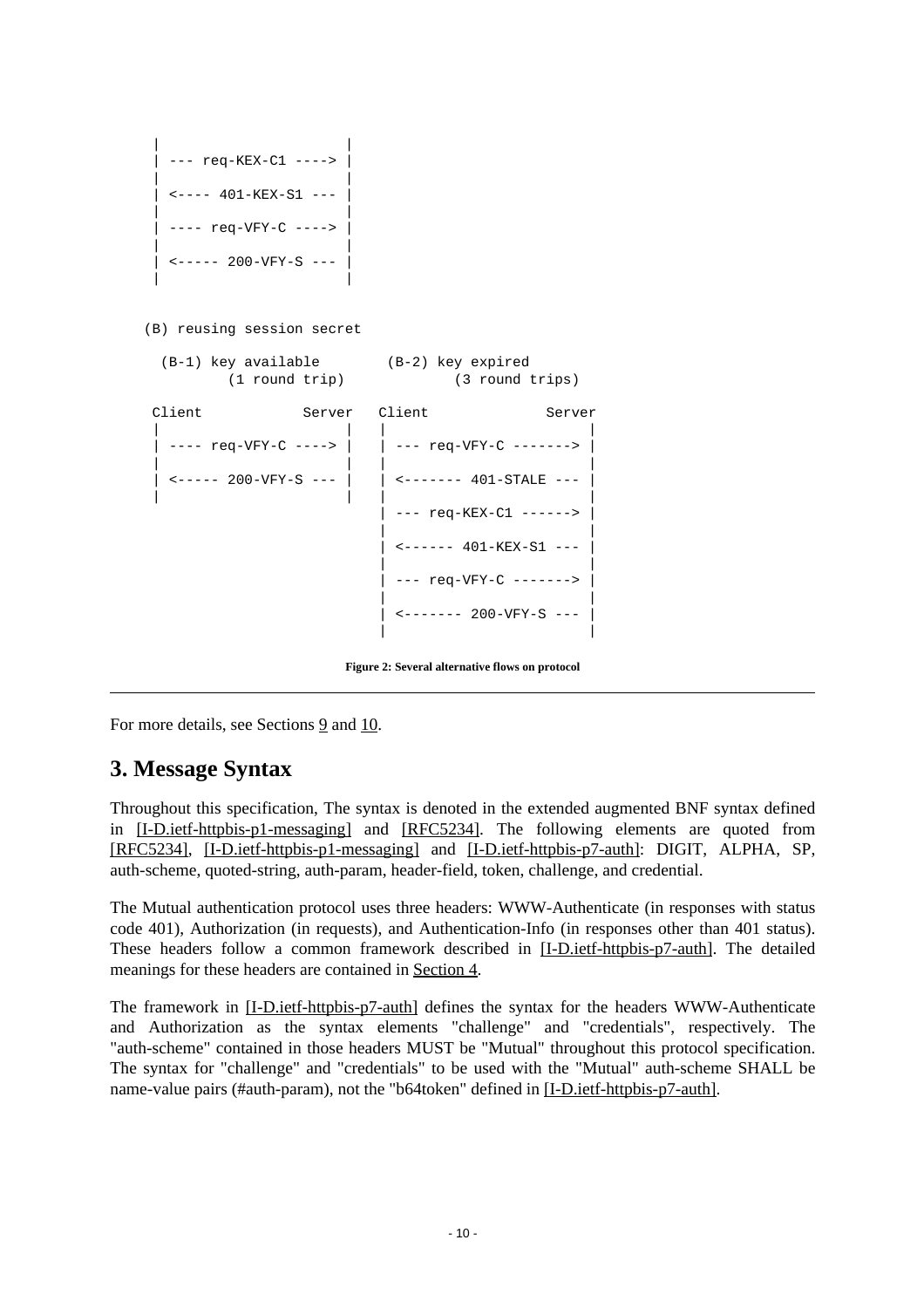```
 |                     |
 | --- req-KEX-C1 ----> |
 |                     |
 | <---- 401-KEX-S1 --- |
 |                     |
 | ---- req-VFY-C ----> |
 |                     |
 | <----- 200-VFY-S --- |
 |                     |

(B) reusing session secret

 (B-1) key available        (B-2) key expired
        (1 round trip)              (3 round trips)

Client            Server   Client              Server
 |                     |   |                        |
 | ---- req-VFY-C ----> |   | --- req-VFY-C -------> |
 |                     |   |                        |
 | <----- 200-VFY-S --- |   | <------- 401-STALE --- |
 |                     |   |                        |
                           | --- req-KEX-C1 ------> |
                           |                        |
                           | <------ 401-KEX-S1 --- |
                           |                        |
                           | --- req-VFY-C -------> |
                           |                        |
                           | <------- 200-VFY-S --- |
                           |                        |
```

**Figure 2: Several alternative flows on protocol**

For more details, see Sections 9 and 10.

## 3. Message Syntax

Throughout this specification, The syntax is denoted in the extended augmented BNF syntax defined in [I-D.ietf-httpbis-p1-messaging] and [RFC5234]. The following elements are quoted from [RFC5234], [I-D.ietf-httpbis-p1-messaging] and [I-D.ietf-httpbis-p7-auth]: DIGIT, ALPHA, SP, auth-scheme, quoted-string, auth-param, header-field, token, challenge, and credential.

The Mutual authentication protocol uses three headers: WWW-Authenticate (in responses with status code 401), Authorization (in requests), and Authentication-Info (in responses other than 401 status). These headers follow a common framework described in [I-D.ietf-httpbis-p7-auth]. The detailed meanings for these headers are contained in Section 4.

The framework in [I-D.ietf-httpbis-p7-auth] defines the syntax for the headers WWW-Authenticate and Authorization as the syntax elements "challenge" and "credentials", respectively. The "auth-scheme" contained in those headers MUST be "Mutual" throughout this protocol specification. The syntax for "challenge" and "credentials" to be used with the "Mutual" auth-scheme SHALL be name-value pairs (#auth-param), not the "b64token" defined in [I-D.ietf-httpbis-p7-auth].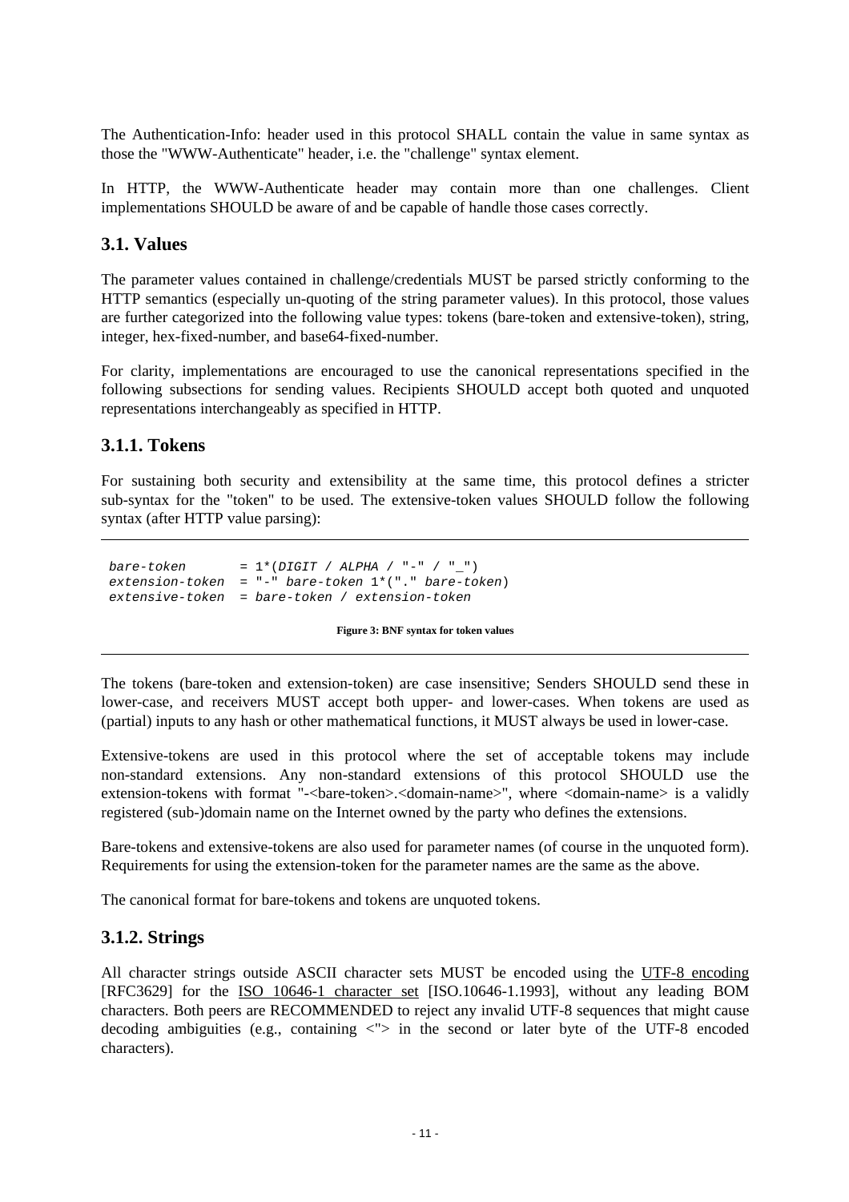The Authentication-Info: header used in this protocol SHALL contain the value in same syntax as those the "WWW-Authenticate" header, i.e. the "challenge" syntax element.

In HTTP, the WWW-Authenticate header may contain more than one challenges. Client implementations SHOULD be aware of and be capable of handle those cases correctly.

## 3.1. Values

The parameter values contained in challenge/credentials MUST be parsed strictly conforming to the HTTP semantics (especially un-quoting of the string parameter values). In this protocol, those values are further categorized into the following value types: tokens (bare-token and extensive-token), string, integer, hex-fixed-number, and base64-fixed-number.

For clarity, implementations are encouraged to use the canonical representations specified in the following subsections for sending values. Recipients SHOULD accept both quoted and unquoted representations interchangeably as specified in HTTP.

### 3.1.1. Tokens

For sustaining both security and extensibility at the same time, this protocol defines a stricter sub-syntax for the "token" to be used. The extensive-token values SHOULD follow the following syntax (after HTTP value parsing):

```
bare-token       = 1*(DIGIT / ALPHA / "-" / "_")
extension-token  = "-" bare-token 1*("." bare-token)
extensive-token  = bare-token / extension-token
```

**Figure 3: BNF syntax for token values**

The tokens (bare-token and extension-token) are case insensitive; Senders SHOULD send these in lower-case, and receivers MUST accept both upper- and lower-cases. When tokens are used as (partial) inputs to any hash or other mathematical functions, it MUST always be used in lower-case.

Extensive-tokens are used in this protocol where the set of acceptable tokens may include non-standard extensions. Any non-standard extensions of this protocol SHOULD use the extension-tokens with format "-<bare-token>.<domain-name>", where <domain-name> is a validly registered (sub-)domain name on the Internet owned by the party who defines the extensions.

Bare-tokens and extensive-tokens are also used for parameter names (of course in the unquoted form). Requirements for using the extension-token for the parameter names are the same as the above.

The canonical format for bare-tokens and tokens are unquoted tokens.

### 3.1.2. Strings

All character strings outside ASCII character sets MUST be encoded using the UTF-8 encoding [RFC3629] for the ISO 10646-1 character set [ISO.10646-1.1993], without any leading BOM characters. Both peers are RECOMMENDED to reject any invalid UTF-8 sequences that might cause decoding ambiguities (e.g., containing <"> in the second or later byte of the UTF-8 encoded characters).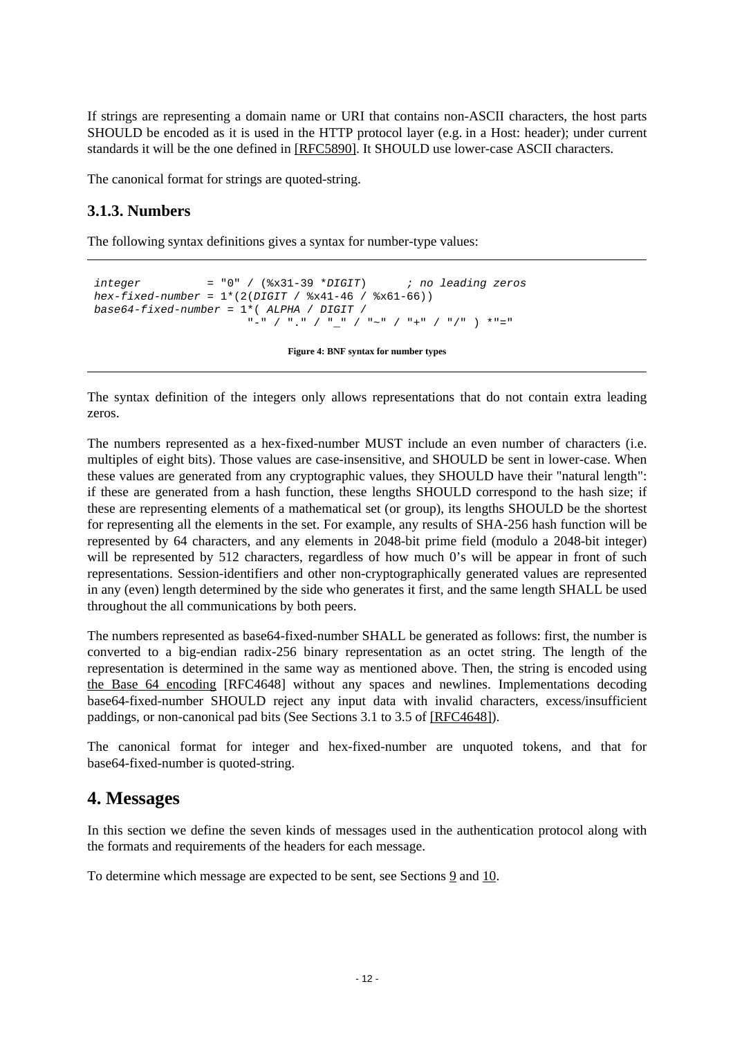If strings are representing a domain name or URI that contains non-ASCII characters, the host parts SHOULD be encoded as it is used in the HTTP protocol layer (e.g. in a Host: header); under current standards it will be the one defined in [RFC5890]. It SHOULD use lower-case ASCII characters.

The canonical format for strings are quoted-string.

### 3.1.3. Numbers

The following syntax definitions gives a syntax for number-type values:

```
integer          = "0" / (%x31-39 *DIGIT)      ; no leading zeros
hex-fixed-number = 1*(2(DIGIT / %x41-46 / %x61-66))
base64-fixed-number = 1*( ALPHA / DIGIT /
                        "-" / "." / "_" / "~" / "+" / "/" ) *"="
```

**Figure 4: BNF syntax for number types**

The syntax definition of the integers only allows representations that do not contain extra leading zeros.

The numbers represented as a hex-fixed-number MUST include an even number of characters (i.e. multiples of eight bits). Those values are case-insensitive, and SHOULD be sent in lower-case. When these values are generated from any cryptographic values, they SHOULD have their "natural length": if these are generated from a hash function, these lengths SHOULD correspond to the hash size; if these are representing elements of a mathematical set (or group), its lengths SHOULD be the shortest for representing all the elements in the set. For example, any results of SHA-256 hash function will be represented by 64 characters, and any elements in 2048-bit prime field (modulo a 2048-bit integer) will be represented by 512 characters, regardless of how much 0's will be appear in front of such representations. Session-identifiers and other non-cryptographically generated values are represented in any (even) length determined by the side who generates it first, and the same length SHALL be used throughout the all communications by both peers.

The numbers represented as base64-fixed-number SHALL be generated as follows: first, the number is converted to a big-endian radix-256 binary representation as an octet string. The length of the representation is determined in the same way as mentioned above. Then, the string is encoded using the Base 64 encoding [RFC4648] without any spaces and newlines. Implementations decoding base64-fixed-number SHOULD reject any input data with invalid characters, excess/insufficient paddings, or non-canonical pad bits (See Sections 3.1 to 3.5 of [RFC4648]).

The canonical format for integer and hex-fixed-number are unquoted tokens, and that for base64-fixed-number is quoted-string.

## 4. Messages

In this section we define the seven kinds of messages used in the authentication protocol along with the formats and requirements of the headers for each message.

To determine which message are expected to be sent, see Sections 9 and 10.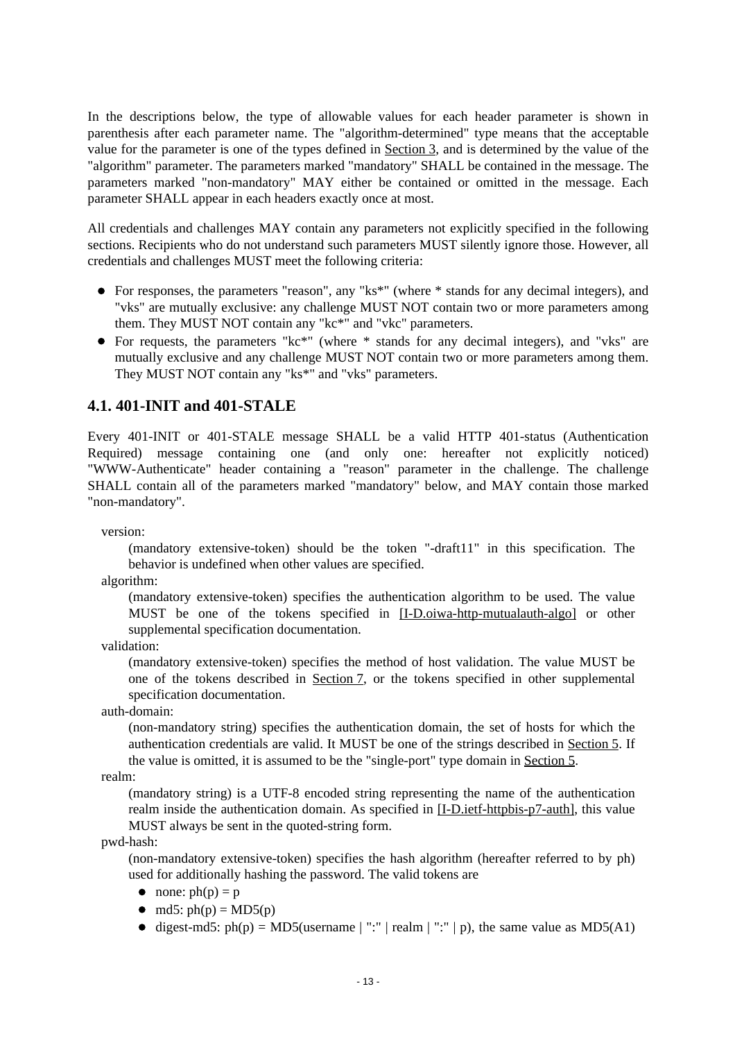In the descriptions below, the type of allowable values for each header parameter is shown in parenthesis after each parameter name. The "algorithm-determined" type means that the acceptable value for the parameter is one of the types defined in Section 3, and is determined by the value of the "algorithm" parameter. The parameters marked "mandatory" SHALL be contained in the message. The parameters marked "non-mandatory" MAY either be contained or omitted in the message. Each parameter SHALL appear in each headers exactly once at most.

All credentials and challenges MAY contain any parameters not explicitly specified in the following sections. Recipients who do not understand such parameters MUST silently ignore those. However, all credentials and challenges MUST meet the following criteria:

- For responses, the parameters "reason", any "ks*" (where * stands for any decimal integers), and "vks" are mutually exclusive: any challenge MUST NOT contain two or more parameters among them. They MUST NOT contain any "kc*" and "vkc" parameters.
- For requests, the parameters "kc*" (where * stands for any decimal integers), and "vks" are mutually exclusive and any challenge MUST NOT contain two or more parameters among them. They MUST NOT contain any "ks*" and "vks" parameters.

## 4.1. 401-INIT and 401-STALE

Every 401-INIT or 401-STALE message SHALL be a valid HTTP 401-status (Authentication Required) message containing one (and only one: hereafter not explicitly noticed) "WWW-Authenticate" header containing a "reason" parameter in the challenge. The challenge SHALL contain all of the parameters marked "mandatory" below, and MAY contain those marked "non-mandatory".

version:
: (mandatory extensive-token) should be the token "-draft11" in this specification. The behavior is undefined when other values are specified.

algorithm:
: (mandatory extensive-token) specifies the authentication algorithm to be used. The value MUST be one of the tokens specified in [I-D.oiwa-http-mutualauth-algo] or other supplemental specification documentation.

validation:
: (mandatory extensive-token) specifies the method of host validation. The value MUST be one of the tokens described in Section 7, or the tokens specified in other supplemental specification documentation.

auth-domain:
: (non-mandatory string) specifies the authentication domain, the set of hosts for which the authentication credentials are valid. It MUST be one of the strings described in Section 5. If the value is omitted, it is assumed to be the "single-port" type domain in Section 5.

realm:
: (mandatory string) is a UTF-8 encoded string representing the name of the authentication realm inside the authentication domain. As specified in [I-D.ietf-httpbis-p7-auth], this value MUST always be sent in the quoted-string form.

pwd-hash:
: (non-mandatory extensive-token) specifies the hash algorithm (hereafter referred to by ph) used for additionally hashing the password. The valid tokens are

  - none: ph(p) = p
  - md5: ph(p) = MD5(p)
  - digest-md5: ph(p) = MD5(username | ":" | realm | ":" | p), the same value as MD5(A1)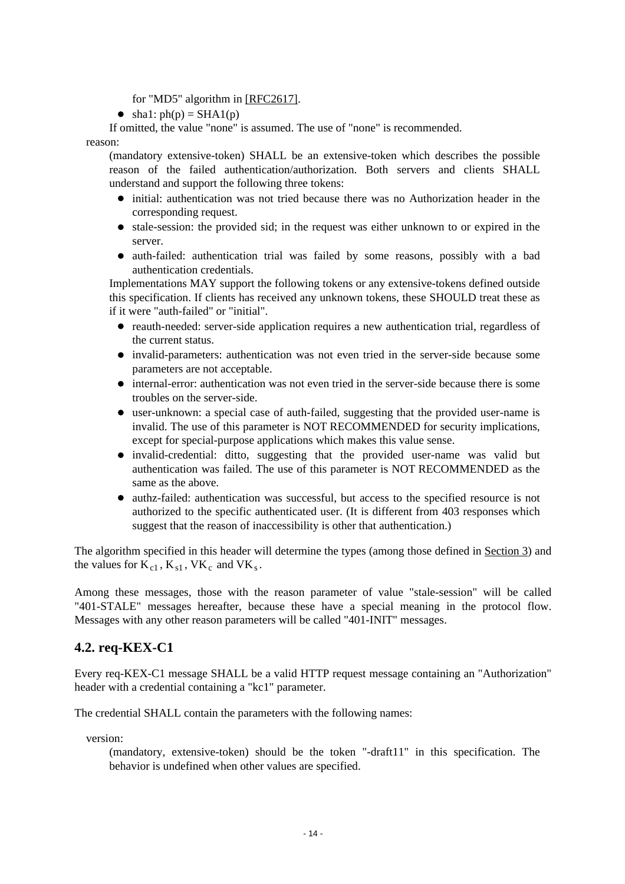for "MD5" algorithm in [RFC2617].

- sha1: ph(p) = SHA1(p)

If omitted, the value "none" is assumed. The use of "none" is recommended.

reason:

(mandatory extensive-token) SHALL be an extensive-token which describes the possible reason of the failed authentication/authorization. Both servers and clients SHALL understand and support the following three tokens:

- initial: authentication was not tried because there was no Authorization header in the corresponding request.
- stale-session: the provided sid; in the request was either unknown to or expired in the server.
- auth-failed: authentication trial was failed by some reasons, possibly with a bad authentication credentials.

Implementations MAY support the following tokens or any extensive-tokens defined outside this specification. If clients has received any unknown tokens, these SHOULD treat these as if it were "auth-failed" or "initial".

- reauth-needed: server-side application requires a new authentication trial, regardless of the current status.
- invalid-parameters: authentication was not even tried in the server-side because some parameters are not acceptable.
- internal-error: authentication was not even tried in the server-side because there is some troubles on the server-side.
- user-unknown: a special case of auth-failed, suggesting that the provided user-name is invalid. The use of this parameter is NOT RECOMMENDED for security implications, except for special-purpose applications which makes this value sense.
- invalid-credential: ditto, suggesting that the provided user-name was valid but authentication was failed. The use of this parameter is NOT RECOMMENDED as the same as the above.
- authz-failed: authentication was successful, but access to the specified resource is not authorized to the specific authenticated user. (It is different from 403 responses which suggest that the reason of inaccessibility is other that authentication.)

The algorithm specified in this header will determine the types (among those defined in Section 3) and the values for $K_{c1}$, $K_{s1}$, $VK_c$ and $VK_s$.

Among these messages, those with the reason parameter of value "stale-session" will be called "401-STALE" messages hereafter, because these have a special meaning in the protocol flow. Messages with any other reason parameters will be called "401-INIT" messages.

## 4.2. req-KEX-C1

Every req-KEX-C1 message SHALL be a valid HTTP request message containing an "Authorization" header with a credential containing a "kc1" parameter.

The credential SHALL contain the parameters with the following names:

version:

(mandatory, extensive-token) should be the token "-draft11" in this specification. The behavior is undefined when other values are specified.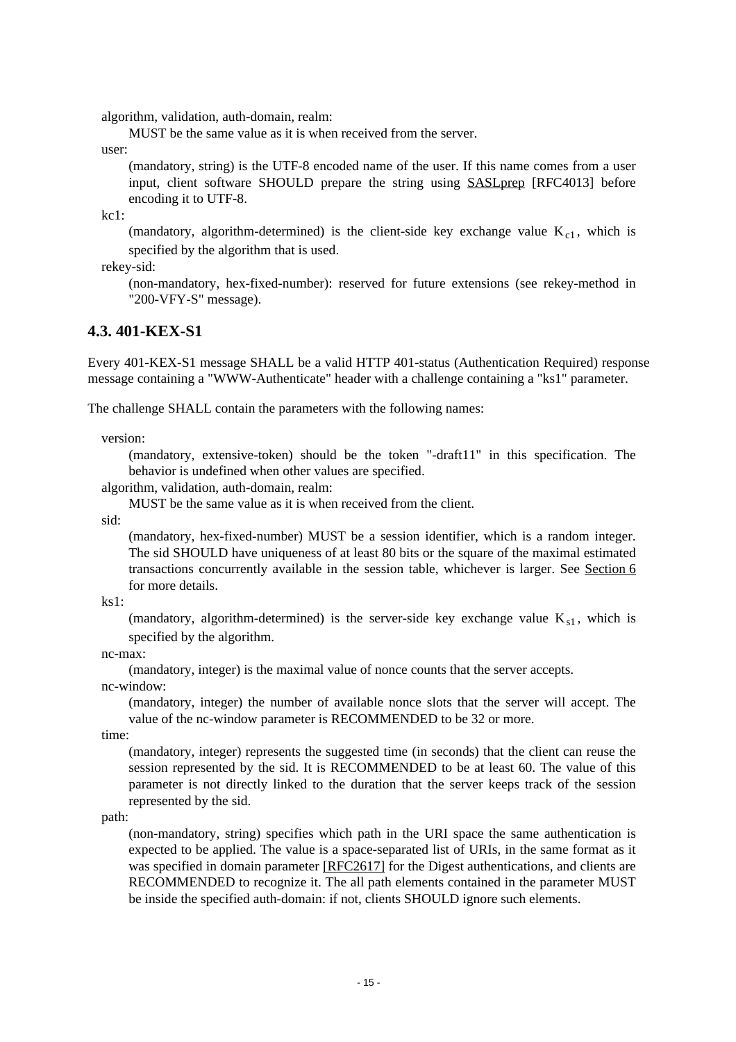algorithm, validation, auth-domain, realm:

MUST be the same value as it is when received from the server.

user:

(mandatory, string) is the UTF-8 encoded name of the user. If this name comes from a user input, client software SHOULD prepare the string using SASLprep [RFC4013] before encoding it to UTF-8.

kc1:

(mandatory, algorithm-determined) is the client-side key exchange value $K_{c1}$, which is specified by the algorithm that is used.

rekey-sid:

(non-mandatory, hex-fixed-number): reserved for future extensions (see rekey-method in "200-VFY-S" message).

## 4.3. 401-KEX-S1

Every 401-KEX-S1 message SHALL be a valid HTTP 401-status (Authentication Required) response message containing a "WWW-Authenticate" header with a challenge containing a "ks1" parameter.

The challenge SHALL contain the parameters with the following names:

version:

(mandatory, extensive-token) should be the token "-draft11" in this specification. The behavior is undefined when other values are specified.

algorithm, validation, auth-domain, realm:

MUST be the same value as it is when received from the client.

sid:

(mandatory, hex-fixed-number) MUST be a session identifier, which is a random integer. The sid SHOULD have uniqueness of at least 80 bits or the square of the maximal estimated transactions concurrently available in the session table, whichever is larger. See Section 6 for more details.

ks1:

(mandatory, algorithm-determined) is the server-side key exchange value $K_{s1}$, which is specified by the algorithm.

nc-max:

(mandatory, integer) is the maximal value of nonce counts that the server accepts.

nc-window:

(mandatory, integer) the number of available nonce slots that the server will accept. The value of the nc-window parameter is RECOMMENDED to be 32 or more.

time:

(mandatory, integer) represents the suggested time (in seconds) that the client can reuse the session represented by the sid. It is RECOMMENDED to be at least 60. The value of this parameter is not directly linked to the duration that the server keeps track of the session represented by the sid.

path:

(non-mandatory, string) specifies which path in the URI space the same authentication is expected to be applied. The value is a space-separated list of URIs, in the same format as it was specified in domain parameter [RFC2617] for the Digest authentications, and clients are RECOMMENDED to recognize it. The all path elements contained in the parameter MUST be inside the specified auth-domain: if not, clients SHOULD ignore such elements.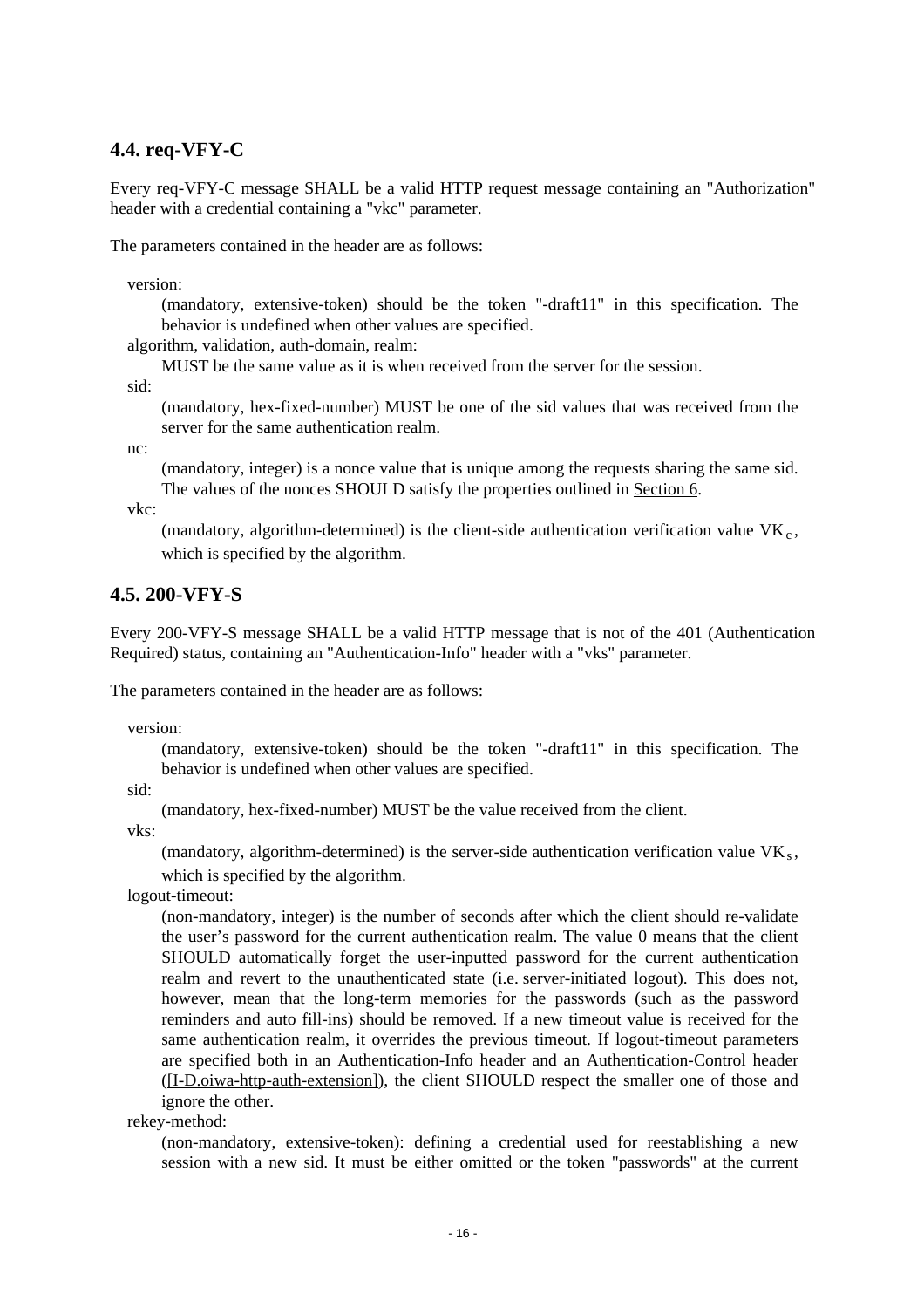## 4.4. req-VFY-C

Every req-VFY-C message SHALL be a valid HTTP request message containing an "Authorization" header with a credential containing a "vkc" parameter.

The parameters contained in the header are as follows:

version:
: (mandatory, extensive-token) should be the token "-draft11" in this specification. The behavior is undefined when other values are specified.

algorithm, validation, auth-domain, realm:
: MUST be the same value as it is when received from the server for the session.

sid:
: (mandatory, hex-fixed-number) MUST be one of the sid values that was received from the server for the same authentication realm.

nc:
: (mandatory, integer) is a nonce value that is unique among the requests sharing the same sid. The values of the nonces SHOULD satisfy the properties outlined in Section 6.

vkc:
: (mandatory, algorithm-determined) is the client-side authentication verification value $VK_c$, which is specified by the algorithm.

## 4.5. 200-VFY-S

Every 200-VFY-S message SHALL be a valid HTTP message that is not of the 401 (Authentication Required) status, containing an "Authentication-Info" header with a "vks" parameter.

The parameters contained in the header are as follows:

version:
: (mandatory, extensive-token) should be the token "-draft11" in this specification. The behavior is undefined when other values are specified.

sid:
: (mandatory, hex-fixed-number) MUST be the value received from the client.

vks:
: (mandatory, algorithm-determined) is the server-side authentication verification value $VK_s$, which is specified by the algorithm.

logout-timeout:
: (non-mandatory, integer) is the number of seconds after which the client should re-validate the user's password for the current authentication realm. The value 0 means that the client SHOULD automatically forget the user-inputted password for the current authentication realm and revert to the unauthenticated state (i.e. server-initiated logout). This does not, however, mean that the long-term memories for the passwords (such as the password reminders and auto fill-ins) should be removed. If a new timeout value is received for the same authentication realm, it overrides the previous timeout. If logout-timeout parameters are specified both in an Authentication-Info header and an Authentication-Control header ([I-D.oiwa-http-auth-extension]), the client SHOULD respect the smaller one of those and ignore the other.

rekey-method:
: (non-mandatory, extensive-token): defining a credential used for reestablishing a new session with a new sid. It must be either omitted or the token "passwords" at the current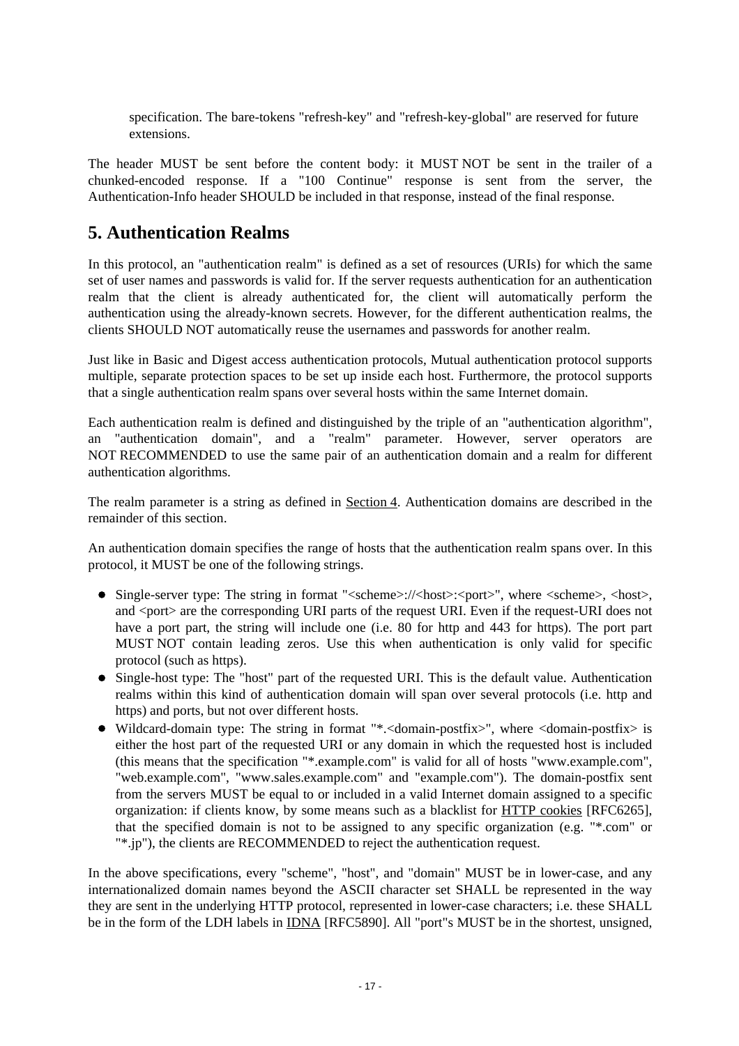specification. The bare-tokens "refresh-key" and "refresh-key-global" are reserved for future extensions.

The header MUST be sent before the content body: it MUST NOT be sent in the trailer of a chunked-encoded response. If a "100 Continue" response is sent from the server, the Authentication-Info header SHOULD be included in that response, instead of the final response.

## 5. Authentication Realms

In this protocol, an "authentication realm" is defined as a set of resources (URIs) for which the same set of user names and passwords is valid for. If the server requests authentication for an authentication realm that the client is already authenticated for, the client will automatically perform the authentication using the already-known secrets. However, for the different authentication realms, the clients SHOULD NOT automatically reuse the usernames and passwords for another realm.

Just like in Basic and Digest access authentication protocols, Mutual authentication protocol supports multiple, separate protection spaces to be set up inside each host. Furthermore, the protocol supports that a single authentication realm spans over several hosts within the same Internet domain.

Each authentication realm is defined and distinguished by the triple of an "authentication algorithm", an "authentication domain", and a "realm" parameter. However, server operators are NOT RECOMMENDED to use the same pair of an authentication domain and a realm for different authentication algorithms.

The realm parameter is a string as defined in Section 4. Authentication domains are described in the remainder of this section.

An authentication domain specifies the range of hosts that the authentication realm spans over. In this protocol, it MUST be one of the following strings.

- Single-server type: The string in format "<scheme>://<host>:<port>", where <scheme>, <host>, and <port> are the corresponding URI parts of the request URI. Even if the request-URI does not have a port part, the string will include one (i.e. 80 for http and 443 for https). The port part MUST NOT contain leading zeros. Use this when authentication is only valid for specific protocol (such as https).
- Single-host type: The "host" part of the requested URI. This is the default value. Authentication realms within this kind of authentication domain will span over several protocols (i.e. http and https) and ports, but not over different hosts.
- Wildcard-domain type: The string in format "*.<domain-postfix>", where <domain-postfix> is either the host part of the requested URI or any domain in which the requested host is included (this means that the specification "*.example.com" is valid for all of hosts "www.example.com", "web.example.com", "www.sales.example.com" and "example.com"). The domain-postfix sent from the servers MUST be equal to or included in a valid Internet domain assigned to a specific organization: if clients know, by some means such as a blacklist for HTTP cookies [RFC6265], that the specified domain is not to be assigned to any specific organization (e.g. "*.com" or "*.jp"), the clients are RECOMMENDED to reject the authentication request.

In the above specifications, every "scheme", "host", and "domain" MUST be in lower-case, and any internationalized domain names beyond the ASCII character set SHALL be represented in the way they are sent in the underlying HTTP protocol, represented in lower-case characters; i.e. these SHALL be in the form of the LDH labels in IDNA [RFC5890]. All "port"s MUST be in the shortest, unsigned,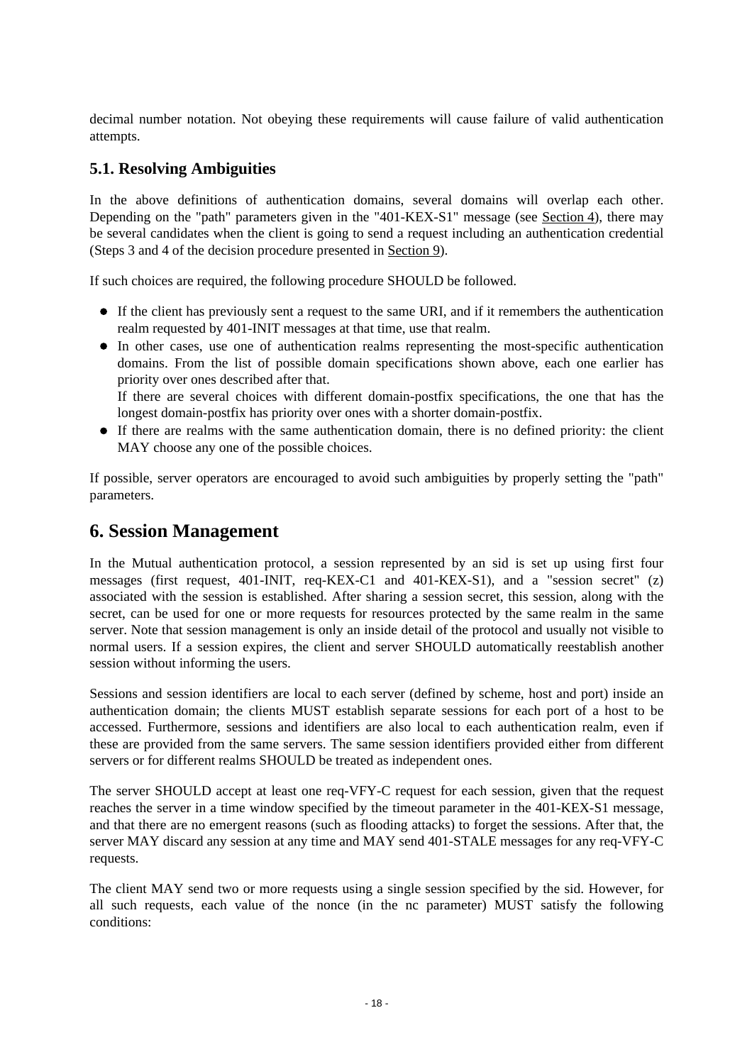decimal number notation. Not obeying these requirements will cause failure of valid authentication attempts.

## 5.1. Resolving Ambiguities

In the above definitions of authentication domains, several domains will overlap each other. Depending on the "path" parameters given in the "401-KEX-S1" message (see Section 4), there may be several candidates when the client is going to send a request including an authentication credential (Steps 3 and 4 of the decision procedure presented in Section 9).

If such choices are required, the following procedure SHOULD be followed.

- If the client has previously sent a request to the same URI, and if it remembers the authentication realm requested by 401-INIT messages at that time, use that realm.
- In other cases, use one of authentication realms representing the most-specific authentication domains. From the list of possible domain specifications shown above, each one earlier has priority over ones described after that.
  If there are several choices with different domain-postfix specifications, the one that has the longest domain-postfix has priority over ones with a shorter domain-postfix.
- If there are realms with the same authentication domain, there is no defined priority: the client MAY choose any one of the possible choices.

If possible, server operators are encouraged to avoid such ambiguities by properly setting the "path" parameters.

# 6. Session Management

In the Mutual authentication protocol, a session represented by an sid is set up using first four messages (first request, 401-INIT, req-KEX-C1 and 401-KEX-S1), and a "session secret" (z) associated with the session is established. After sharing a session secret, this session, along with the secret, can be used for one or more requests for resources protected by the same realm in the same server. Note that session management is only an inside detail of the protocol and usually not visible to normal users. If a session expires, the client and server SHOULD automatically reestablish another session without informing the users.

Sessions and session identifiers are local to each server (defined by scheme, host and port) inside an authentication domain; the clients MUST establish separate sessions for each port of a host to be accessed. Furthermore, sessions and identifiers are also local to each authentication realm, even if these are provided from the same servers. The same session identifiers provided either from different servers or for different realms SHOULD be treated as independent ones.

The server SHOULD accept at least one req-VFY-C request for each session, given that the request reaches the server in a time window specified by the timeout parameter in the 401-KEX-S1 message, and that there are no emergent reasons (such as flooding attacks) to forget the sessions. After that, the server MAY discard any session at any time and MAY send 401-STALE messages for any req-VFY-C requests.

The client MAY send two or more requests using a single session specified by the sid. However, for all such requests, each value of the nonce (in the nc parameter) MUST satisfy the following conditions: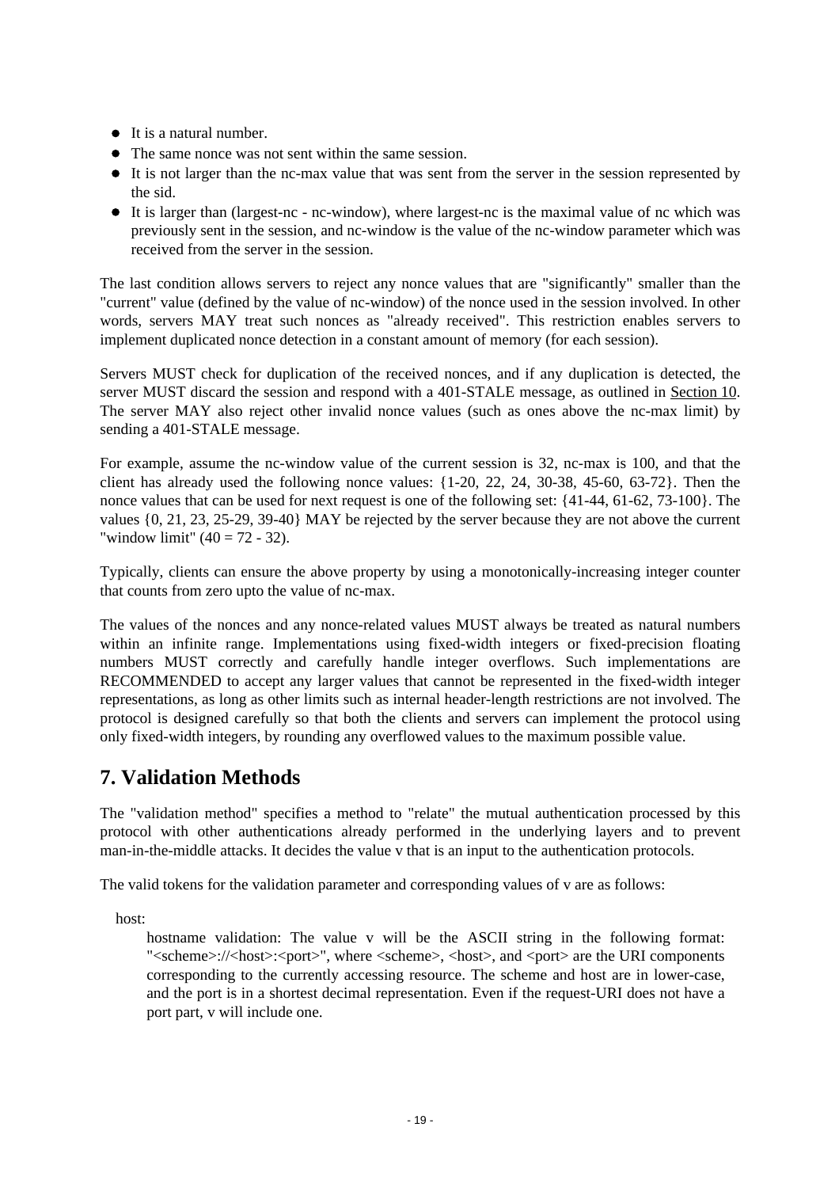- It is a natural number.
- The same nonce was not sent within the same session.
- It is not larger than the nc-max value that was sent from the server in the session represented by the sid.
- It is larger than (largest-nc - nc-window), where largest-nc is the maximal value of nc which was previously sent in the session, and nc-window is the value of the nc-window parameter which was received from the server in the session.

The last condition allows servers to reject any nonce values that are "significantly" smaller than the "current" value (defined by the value of nc-window) of the nonce used in the session involved. In other words, servers MAY treat such nonces as "already received". This restriction enables servers to implement duplicated nonce detection in a constant amount of memory (for each session).

Servers MUST check for duplication of the received nonces, and if any duplication is detected, the server MUST discard the session and respond with a 401-STALE message, as outlined in Section 10. The server MAY also reject other invalid nonce values (such as ones above the nc-max limit) by sending a 401-STALE message.

For example, assume the nc-window value of the current session is 32, nc-max is 100, and that the client has already used the following nonce values: {1-20, 22, 24, 30-38, 45-60, 63-72}. Then the nonce values that can be used for next request is one of the following set: {41-44, 61-62, 73-100}. The values {0, 21, 23, 25-29, 39-40} MAY be rejected by the server because they are not above the current "window limit" (40 = 72 - 32).

Typically, clients can ensure the above property by using a monotonically-increasing integer counter that counts from zero upto the value of nc-max.

The values of the nonces and any nonce-related values MUST always be treated as natural numbers within an infinite range. Implementations using fixed-width integers or fixed-precision floating numbers MUST correctly and carefully handle integer overflows. Such implementations are RECOMMENDED to accept any larger values that cannot be represented in the fixed-width integer representations, as long as other limits such as internal header-length restrictions are not involved. The protocol is designed carefully so that both the clients and servers can implement the protocol using only fixed-width integers, by rounding any overflowed values to the maximum possible value.

## 7. Validation Methods

The "validation method" specifies a method to "relate" the mutual authentication processed by this protocol with other authentications already performed in the underlying layers and to prevent man-in-the-middle attacks. It decides the value v that is an input to the authentication protocols.

The valid tokens for the validation parameter and corresponding values of v are as follows:

host:

hostname validation: The value v will be the ASCII string in the following format: "<scheme>://<host>:<port>", where <scheme>, <host>, and <port> are the URI components corresponding to the currently accessing resource. The scheme and host are in lower-case, and the port is in a shortest decimal representation. Even if the request-URI does not have a port part, v will include one.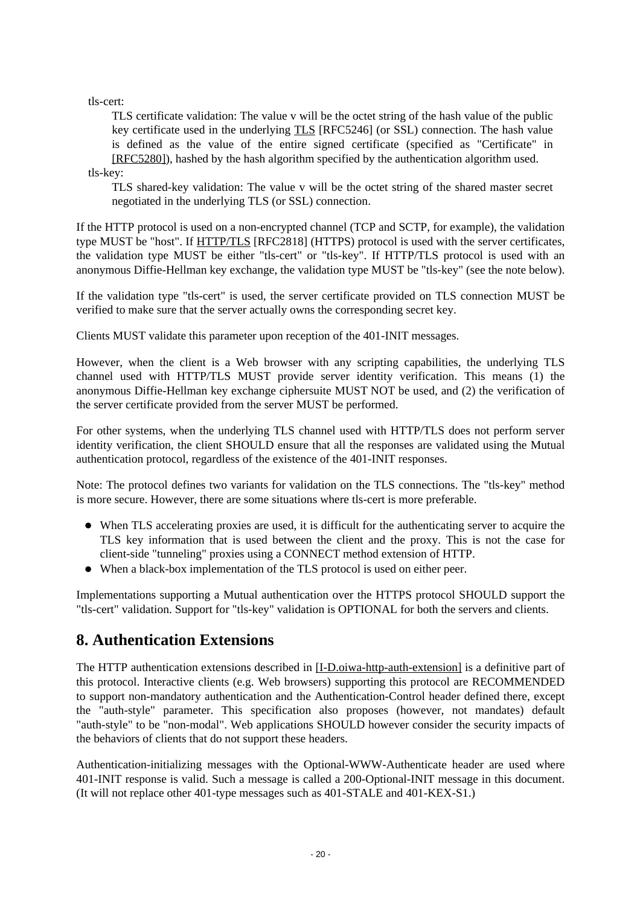tls-cert:

TLS certificate validation: The value v will be the octet string of the hash value of the public key certificate used in the underlying TLS [RFC5246] (or SSL) connection. The hash value is defined as the value of the entire signed certificate (specified as "Certificate" in [RFC5280]), hashed by the hash algorithm specified by the authentication algorithm used.

tls-key:

TLS shared-key validation: The value v will be the octet string of the shared master secret negotiated in the underlying TLS (or SSL) connection.

If the HTTP protocol is used on a non-encrypted channel (TCP and SCTP, for example), the validation type MUST be "host". If HTTP/TLS [RFC2818] (HTTPS) protocol is used with the server certificates, the validation type MUST be either "tls-cert" or "tls-key". If HTTP/TLS protocol is used with an anonymous Diffie-Hellman key exchange, the validation type MUST be "tls-key" (see the note below).

If the validation type "tls-cert" is used, the server certificate provided on TLS connection MUST be verified to make sure that the server actually owns the corresponding secret key.

Clients MUST validate this parameter upon reception of the 401-INIT messages.

However, when the client is a Web browser with any scripting capabilities, the underlying TLS channel used with HTTP/TLS MUST provide server identity verification. This means (1) the anonymous Diffie-Hellman key exchange ciphersuite MUST NOT be used, and (2) the verification of the server certificate provided from the server MUST be performed.

For other systems, when the underlying TLS channel used with HTTP/TLS does not perform server identity verification, the client SHOULD ensure that all the responses are validated using the Mutual authentication protocol, regardless of the existence of the 401-INIT responses.

Note: The protocol defines two variants for validation on the TLS connections. The "tls-key" method is more secure. However, there are some situations where tls-cert is more preferable.

- When TLS accelerating proxies are used, it is difficult for the authenticating server to acquire the TLS key information that is used between the client and the proxy. This is not the case for client-side "tunneling" proxies using a CONNECT method extension of HTTP.
- When a black-box implementation of the TLS protocol is used on either peer.

Implementations supporting a Mutual authentication over the HTTPS protocol SHOULD support the "tls-cert" validation. Support for "tls-key" validation is OPTIONAL for both the servers and clients.

## 8. Authentication Extensions

The HTTP authentication extensions described in [I-D.oiwa-http-auth-extension] is a definitive part of this protocol. Interactive clients (e.g. Web browsers) supporting this protocol are RECOMMENDED to support non-mandatory authentication and the Authentication-Control header defined there, except the "auth-style" parameter. This specification also proposes (however, not mandates) default "auth-style" to be "non-modal". Web applications SHOULD however consider the security impacts of the behaviors of clients that do not support these headers.

Authentication-initializing messages with the Optional-WWW-Authenticate header are used where 401-INIT response is valid. Such a message is called a 200-Optional-INIT message in this document. (It will not replace other 401-type messages such as 401-STALE and 401-KEX-S1.)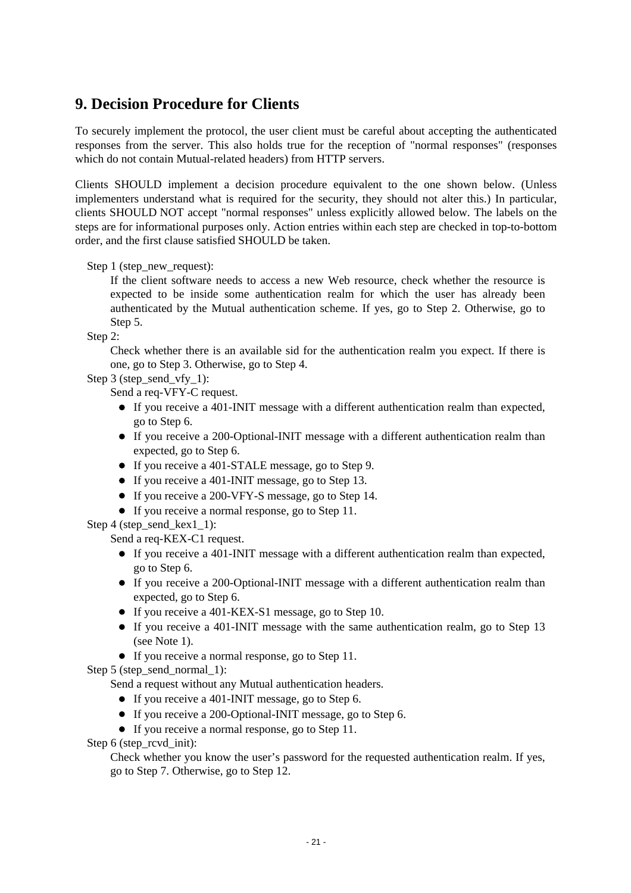## 9. Decision Procedure for Clients

To securely implement the protocol, the user client must be careful about accepting the authenticated responses from the server. This also holds true for the reception of "normal responses" (responses which do not contain Mutual-related headers) from HTTP servers.

Clients SHOULD implement a decision procedure equivalent to the one shown below. (Unless implementers understand what is required for the security, they should not alter this.) In particular, clients SHOULD NOT accept "normal responses" unless explicitly allowed below. The labels on the steps are for informational purposes only. Action entries within each step are checked in top-to-bottom order, and the first clause satisfied SHOULD be taken.

Step 1 (step_new_request):

If the client software needs to access a new Web resource, check whether the resource is expected to be inside some authentication realm for which the user has already been authenticated by the Mutual authentication scheme. If yes, go to Step 2. Otherwise, go to Step 5.

Step 2:

Check whether there is an available sid for the authentication realm you expect. If there is one, go to Step 3. Otherwise, go to Step 4.

Step 3 (step_send_vfy_1):

Send a req-VFY-C request.

- If you receive a 401-INIT message with a different authentication realm than expected, go to Step 6.
- If you receive a 200-Optional-INIT message with a different authentication realm than expected, go to Step 6.
- If you receive a 401-STALE message, go to Step 9.
- If you receive a 401-INIT message, go to Step 13.
- If you receive a 200-VFY-S message, go to Step 14.
- If you receive a normal response, go to Step 11.

Step 4 (step_send_kex1_1):

Send a req-KEX-C1 request.

- If you receive a 401-INIT message with a different authentication realm than expected, go to Step 6.
- If you receive a 200-Optional-INIT message with a different authentication realm than expected, go to Step 6.
- If you receive a 401-KEX-S1 message, go to Step 10.
- If you receive a 401-INIT message with the same authentication realm, go to Step 13 (see Note 1).
- If you receive a normal response, go to Step 11.

Step 5 (step_send_normal_1):

Send a request without any Mutual authentication headers.

- If you receive a 401-INIT message, go to Step 6.
- If you receive a 200-Optional-INIT message, go to Step 6.
- If you receive a normal response, go to Step 11.

Step 6 (step_rcvd_init):

Check whether you know the user's password for the requested authentication realm. If yes, go to Step 7. Otherwise, go to Step 12.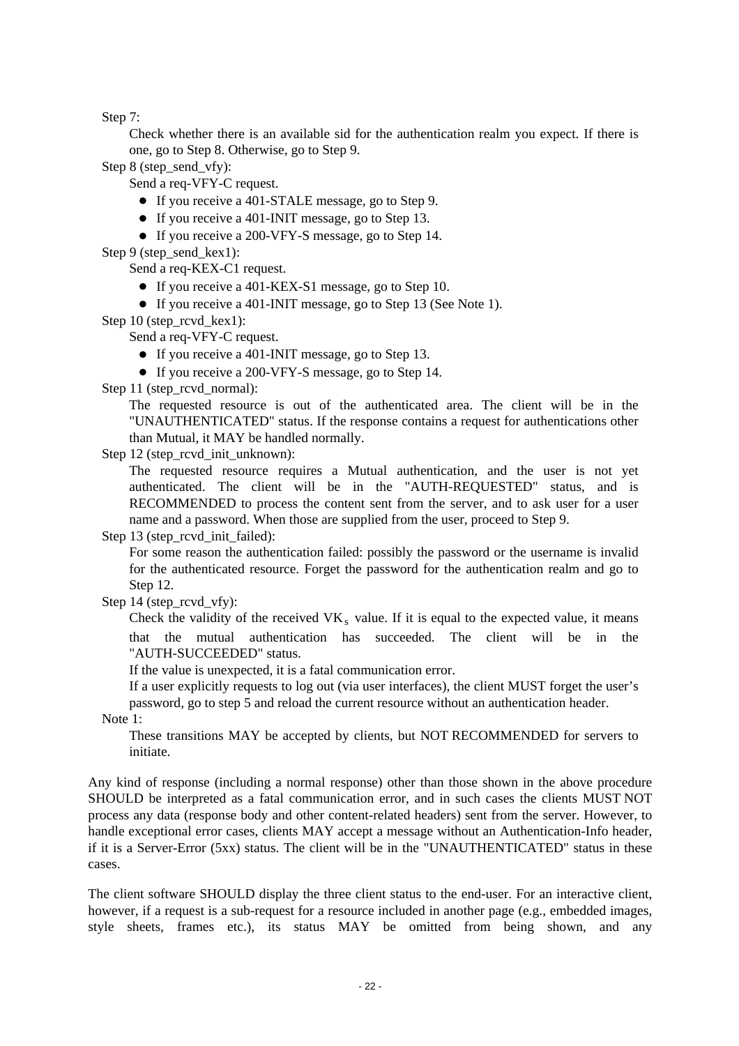Step 7:

Check whether there is an available sid for the authentication realm you expect. If there is one, go to Step 8. Otherwise, go to Step 9.

Step 8 (step_send_vfy):

Send a req-VFY-C request.

- If you receive a 401-STALE message, go to Step 9.
- If you receive a 401-INIT message, go to Step 13.
- If you receive a 200-VFY-S message, go to Step 14.

Step 9 (step_send_kex1):

Send a req-KEX-C1 request.

- If you receive a 401-KEX-S1 message, go to Step 10.
- If you receive a 401-INIT message, go to Step 13 (See Note 1).

Step 10 (step_rcvd_kex1):

Send a req-VFY-C request.

- If you receive a 401-INIT message, go to Step 13.
- If you receive a 200-VFY-S message, go to Step 14.

Step 11 (step_rcvd_normal):

The requested resource is out of the authenticated area. The client will be in the "UNAUTHENTICATED" status. If the response contains a request for authentications other than Mutual, it MAY be handled normally.

Step 12 (step_rcvd_init_unknown):

The requested resource requires a Mutual authentication, and the user is not yet authenticated. The client will be in the "AUTH-REQUESTED" status, and is RECOMMENDED to process the content sent from the server, and to ask user for a user name and a password. When those are supplied from the user, proceed to Step 9.

Step 13 (step_rcvd_init_failed):

For some reason the authentication failed: possibly the password or the username is invalid for the authenticated resource. Forget the password for the authentication realm and go to Step 12.

Step 14 (step_rcvd_vfy):

Check the validity of the received $VK_s$ value. If it is equal to the expected value, it means that the mutual authentication has succeeded. The client will be in the "AUTH-SUCCEEDED" status.

If the value is unexpected, it is a fatal communication error.

If a user explicitly requests to log out (via user interfaces), the client MUST forget the user's password, go to step 5 and reload the current resource without an authentication header.

Note 1:

These transitions MAY be accepted by clients, but NOT RECOMMENDED for servers to initiate.

Any kind of response (including a normal response) other than those shown in the above procedure SHOULD be interpreted as a fatal communication error, and in such cases the clients MUST NOT process any data (response body and other content-related headers) sent from the server. However, to handle exceptional error cases, clients MAY accept a message without an Authentication-Info header, if it is a Server-Error (5xx) status. The client will be in the "UNAUTHENTICATED" status in these cases.

The client software SHOULD display the three client status to the end-user. For an interactive client, however, if a request is a sub-request for a resource included in another page (e.g., embedded images, style sheets, frames etc.), its status MAY be omitted from being shown, and any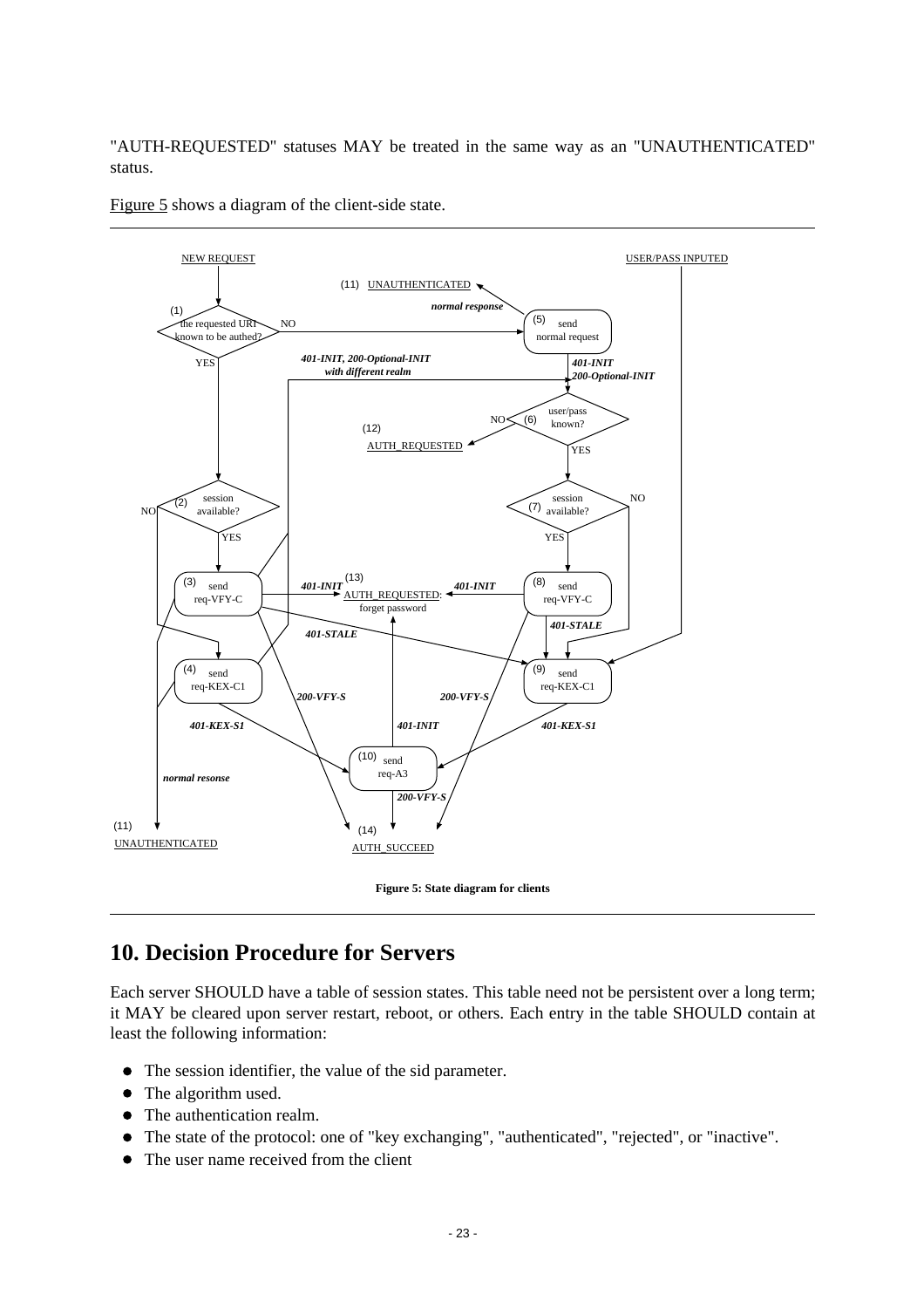"AUTH-REQUESTED" statuses MAY be treated in the same way as an "UNAUTHENTICATED" status.

Figure 5 shows a diagram of the client-side state.

**Figure 5: State diagram for clients**

# 10. Decision Procedure for Servers

Each server SHOULD have a table of session states. This table need not be persistent over a long term; it MAY be cleared upon server restart, reboot, or others. Each entry in the table SHOULD contain at least the following information:

- The session identifier, the value of the sid parameter.
- The algorithm used.
- The authentication realm.
- The state of the protocol: one of "key exchanging", "authenticated", "rejected", or "inactive".
- The user name received from the client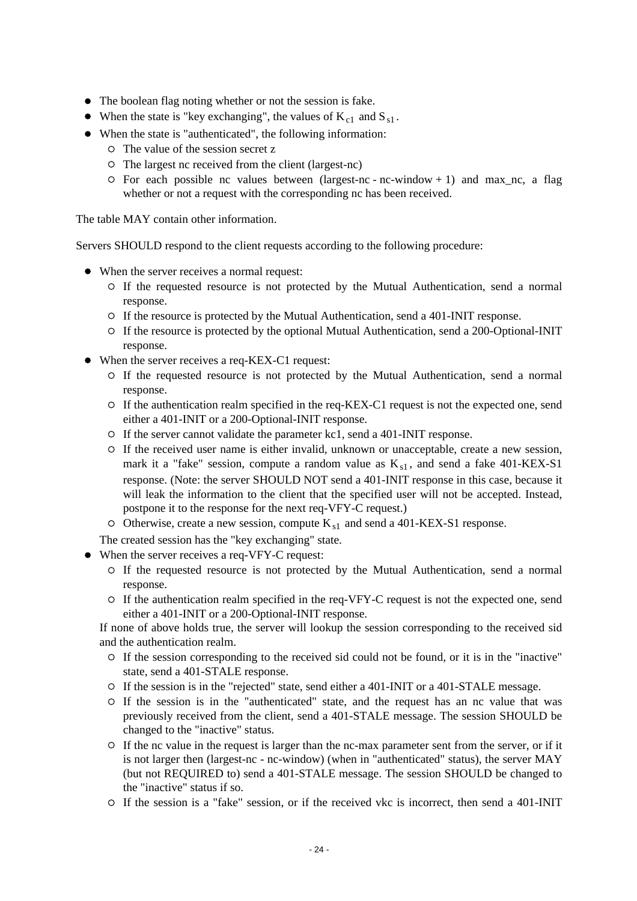- The boolean flag noting whether or not the session is fake.
- When the state is "key exchanging", the values of $K_{c1}$ and $S_{s1}$.
- When the state is "authenticated", the following information:
  - The value of the session secret z
  - The largest nc received from the client (largest-nc)
  - For each possible nc values between (largest-nc - nc-window + 1) and max_nc, a flag whether or not a request with the corresponding nc has been received.

The table MAY contain other information.

Servers SHOULD respond to the client requests according to the following procedure:

- When the server receives a normal request:
  - If the requested resource is not protected by the Mutual Authentication, send a normal response.
  - If the resource is protected by the Mutual Authentication, send a 401-INIT response.
  - If the resource is protected by the optional Mutual Authentication, send a 200-Optional-INIT response.
- When the server receives a req-KEX-C1 request:
  - If the requested resource is not protected by the Mutual Authentication, send a normal response.
  - If the authentication realm specified in the req-KEX-C1 request is not the expected one, send either a 401-INIT or a 200-Optional-INIT response.
  - If the server cannot validate the parameter kc1, send a 401-INIT response.
  - If the received user name is either invalid, unknown or unacceptable, create a new session, mark it a "fake" session, compute a random value as $K_{s1}$, and send a fake 401-KEX-S1 response. (Note: the server SHOULD NOT send a 401-INIT response in this case, because it will leak the information to the client that the specified user will not be accepted. Instead, postpone it to the response for the next req-VFY-C request.)
  - Otherwise, create a new session, compute $K_{s1}$ and send a 401-KEX-S1 response.

  The created session has the "key exchanging" state.
- When the server receives a req-VFY-C request:
  - If the requested resource is not protected by the Mutual Authentication, send a normal response.
  - If the authentication realm specified in the req-VFY-C request is not the expected one, send either a 401-INIT or a 200-Optional-INIT response.

  If none of above holds true, the server will lookup the session corresponding to the received sid and the authentication realm.
  - If the session corresponding to the received sid could not be found, or it is in the "inactive" state, send a 401-STALE response.
  - If the session is in the "rejected" state, send either a 401-INIT or a 401-STALE message.
  - If the session is in the "authenticated" state, and the request has an nc value that was previously received from the client, send a 401-STALE message. The session SHOULD be changed to the "inactive" status.
  - If the nc value in the request is larger than the nc-max parameter sent from the server, or if it is not larger then (largest-nc - nc-window) (when in "authenticated" status), the server MAY (but not REQUIRED to) send a 401-STALE message. The session SHOULD be changed to the "inactive" status if so.
  - If the session is a "fake" session, or if the received vkc is incorrect, then send a 401-INIT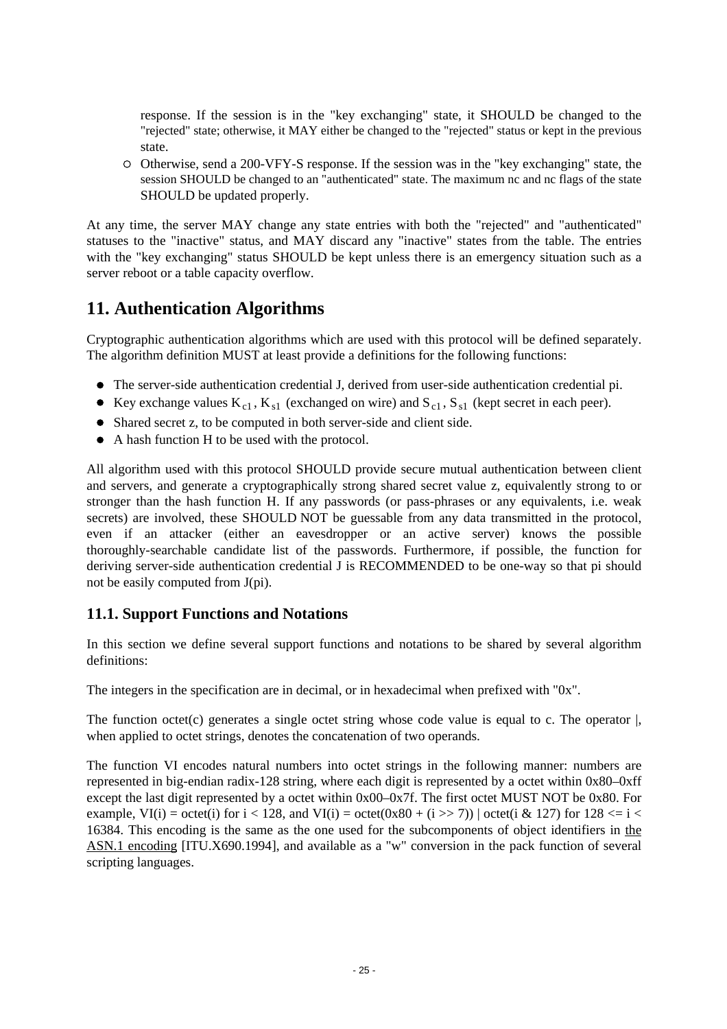response. If the session is in the "key exchanging" state, it SHOULD be changed to the "rejected" state; otherwise, it MAY either be changed to the "rejected" status or kept in the previous state.

  - Otherwise, send a 200-VFY-S response. If the session was in the "key exchanging" state, the session SHOULD be changed to an "authenticated" state. The maximum nc and nc flags of the state SHOULD be updated properly.

At any time, the server MAY change any state entries with both the "rejected" and "authenticated" statuses to the "inactive" status, and MAY discard any "inactive" states from the table. The entries with the "key exchanging" status SHOULD be kept unless there is an emergency situation such as a server reboot or a table capacity overflow.

# 11. Authentication Algorithms

Cryptographic authentication algorithms which are used with this protocol will be defined separately. The algorithm definition MUST at least provide a definitions for the following functions:

- The server-side authentication credential J, derived from user-side authentication credential pi.
- Key exchange values $K_{c1}$, $K_{s1}$ (exchanged on wire) and $S_{c1}$, $S_{s1}$ (kept secret in each peer).
- Shared secret z, to be computed in both server-side and client side.
- A hash function H to be used with the protocol.

All algorithm used with this protocol SHOULD provide secure mutual authentication between client and servers, and generate a cryptographically strong shared secret value z, equivalently strong to or stronger than the hash function H. If any passwords (or pass-phrases or any equivalents, i.e. weak secrets) are involved, these SHOULD NOT be guessable from any data transmitted in the protocol, even if an attacker (either an eavesdropper or an active server) knows the possible thoroughly-searchable candidate list of the passwords. Furthermore, if possible, the function for deriving server-side authentication credential J is RECOMMENDED to be one-way so that pi should not be easily computed from J(pi).

## 11.1. Support Functions and Notations

In this section we define several support functions and notations to be shared by several algorithm definitions:

The integers in the specification are in decimal, or in hexadecimal when prefixed with "0x".

The function octet(c) generates a single octet string whose code value is equal to c. The operator |, when applied to octet strings, denotes the concatenation of two operands.

The function VI encodes natural numbers into octet strings in the following manner: numbers are represented in big-endian radix-128 string, where each digit is represented by a octet within 0x80–0xff except the last digit represented by a octet within 0x00–0x7f. The first octet MUST NOT be 0x80. For example, VI(i) = octet(i) for i < 128, and VI(i) = octet(0x80 + (i >> 7)) | octet(i & 127) for 128 <= i < 16384. This encoding is the same as the one used for the subcomponents of object identifiers in the ASN.1 encoding [ITU.X690.1994], and available as a "w" conversion in the pack function of several scripting languages.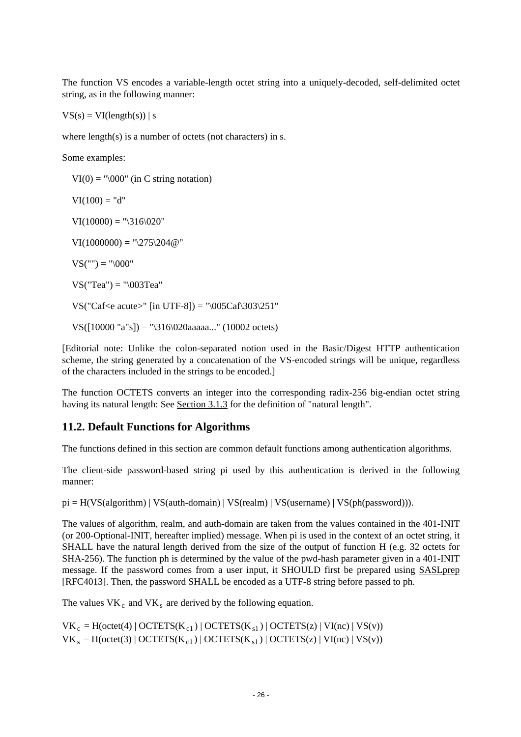The function VS encodes a variable-length octet string into a uniquely-decoded, self-delimited octet string, as in the following manner:

VS(s) = VI(length(s)) | s

where length(s) is a number of octets (not characters) in s.

Some examples:

```
VI(0) = "\000" (in C string notation)

VI(100) = "d"

VI(10000) = "\316\020"

VI(1000000) = "\275\204@"

VS("") = "\000"

VS("Tea") = "\003Tea"

VS("Caf<e acute>" [in UTF-8]) = "\005Caf\303\251"

VS([10000 "a"s]) = "\316\020aaaaa..." (10002 octets)
```

[Editorial note: Unlike the colon-separated notion used in the Basic/Digest HTTP authentication scheme, the string generated by a concatenation of the VS-encoded strings will be unique, regardless of the characters included in the strings to be encoded.]

The function OCTETS converts an integer into the corresponding radix-256 big-endian octet string having its natural length: See Section 3.1.3 for the definition of "natural length".

## 11.2. Default Functions for Algorithms

The functions defined in this section are common default functions among authentication algorithms.

The client-side password-based string pi used by this authentication is derived in the following manner:

pi = H(VS(algorithm) | VS(auth-domain) | VS(realm) | VS(username) | VS(ph(password))).

The values of algorithm, realm, and auth-domain are taken from the values contained in the 401-INIT (or 200-Optional-INIT, hereafter implied) message. When pi is used in the context of an octet string, it SHALL have the natural length derived from the size of the output of function H (e.g. 32 octets for SHA-256). The function ph is determined by the value of the pwd-hash parameter given in a 401-INIT message. If the password comes from a user input, it SHOULD first be prepared using SASLprep [RFC4013]. Then, the password SHALL be encoded as a UTF-8 string before passed to ph.

The values $VK_c$ and $VK_s$ are derived by the following equation.

$VK_c$ = H(octet(4) | OCTETS($K_{c1}$) | OCTETS($K_{s1}$) | OCTETS(z) | VI(nc) | VS(v))
$VK_s$ = H(octet(3) | OCTETS($K_{c1}$) | OCTETS($K_{s1}$) | OCTETS(z) | VI(nc) | VS(v))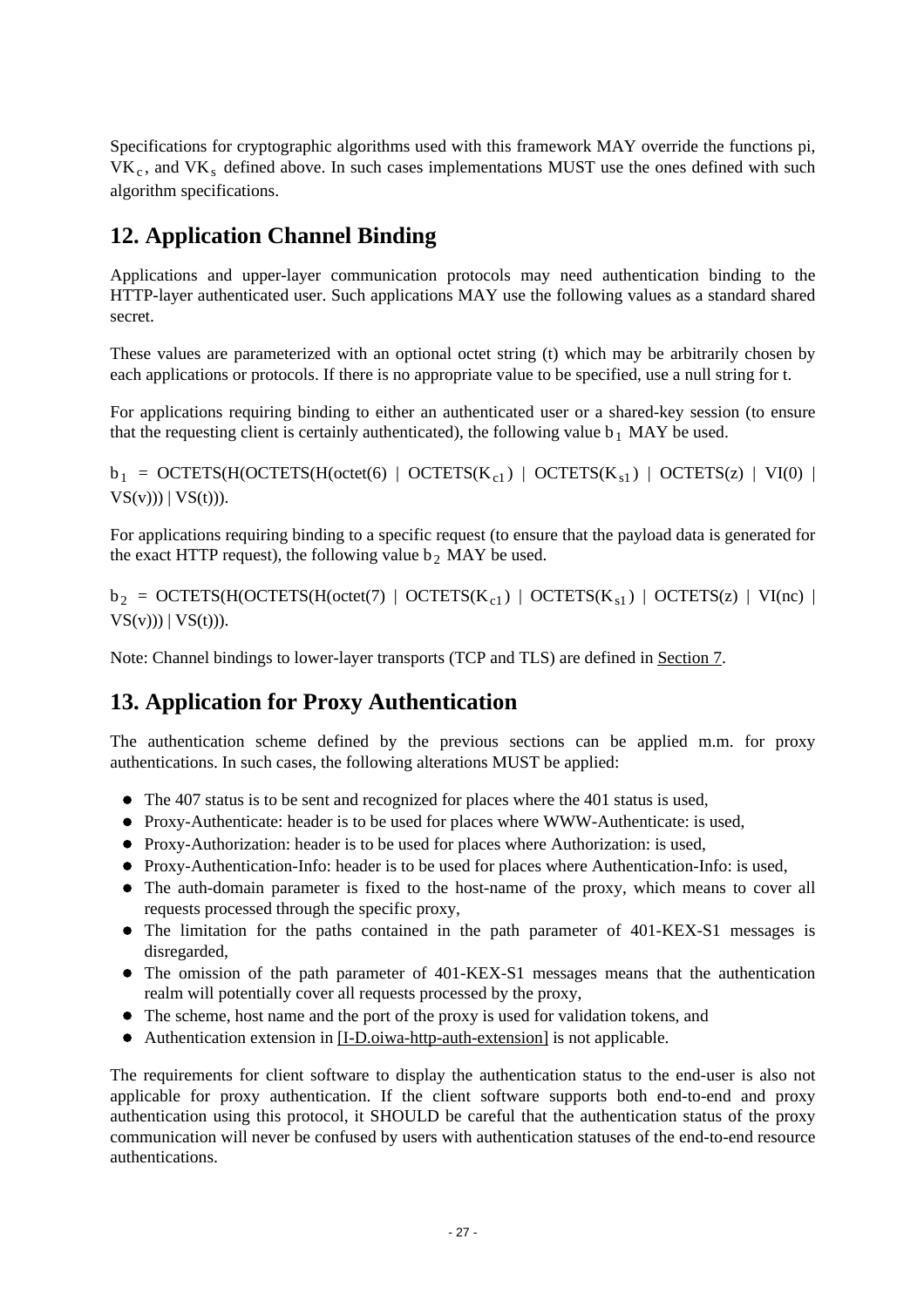Specifications for cryptographic algorithms used with this framework MAY override the functions pi, $VK_c$, and $VK_s$ defined above. In such cases implementations MUST use the ones defined with such algorithm specifications.

## 12. Application Channel Binding

Applications and upper-layer communication protocols may need authentication binding to the HTTP-layer authenticated user. Such applications MAY use the following values as a standard shared secret.

These values are parameterized with an optional octet string (t) which may be arbitrarily chosen by each applications or protocols. If there is no appropriate value to be specified, use a null string for t.

For applications requiring binding to either an authenticated user or a shared-key session (to ensure that the requesting client is certainly authenticated), the following value $b_1$ MAY be used.

$b_1$ = OCTETS(H(OCTETS(H(octet(6) | OCTETS($K_{c1}$) | OCTETS($K_{s1}$) | OCTETS(z) | VI(0) | VS(v))) | VS(t))).

For applications requiring binding to a specific request (to ensure that the payload data is generated for the exact HTTP request), the following value $b_2$ MAY be used.

$b_2$ = OCTETS(H(OCTETS(H(octet(7) | OCTETS($K_{c1}$) | OCTETS($K_{s1}$) | OCTETS(z) | VI(nc) | VS(v))) | VS(t))).

Note: Channel bindings to lower-layer transports (TCP and TLS) are defined in Section 7.

## 13. Application for Proxy Authentication

The authentication scheme defined by the previous sections can be applied m.m. for proxy authentications. In such cases, the following alterations MUST be applied:

- The 407 status is to be sent and recognized for places where the 401 status is used,
- Proxy-Authenticate: header is to be used for places where WWW-Authenticate: is used,
- Proxy-Authorization: header is to be used for places where Authorization: is used,
- Proxy-Authentication-Info: header is to be used for places where Authentication-Info: is used,
- The auth-domain parameter is fixed to the host-name of the proxy, which means to cover all requests processed through the specific proxy,
- The limitation for the paths contained in the path parameter of 401-KEX-S1 messages is disregarded,
- The omission of the path parameter of 401-KEX-S1 messages means that the authentication realm will potentially cover all requests processed by the proxy,
- The scheme, host name and the port of the proxy is used for validation tokens, and
- Authentication extension in [I-D.oiwa-http-auth-extension] is not applicable.

The requirements for client software to display the authentication status to the end-user is also not applicable for proxy authentication. If the client software supports both end-to-end and proxy authentication using this protocol, it SHOULD be careful that the authentication status of the proxy communication will never be confused by users with authentication statuses of the end-to-end resource authentications.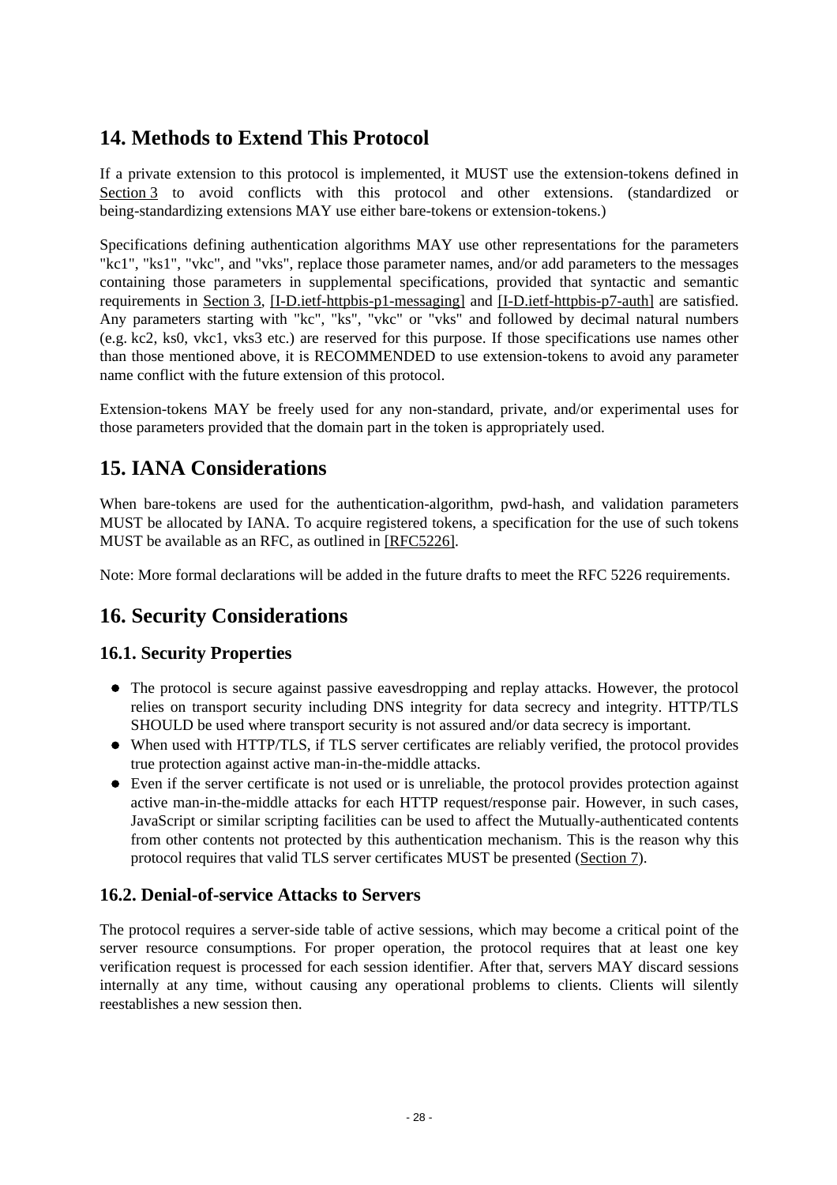# 14. Methods to Extend This Protocol

If a private extension to this protocol is implemented, it MUST use the extension-tokens defined in Section 3 to avoid conflicts with this protocol and other extensions. (standardized or being-standardizing extensions MAY use either bare-tokens or extension-tokens.)

Specifications defining authentication algorithms MAY use other representations for the parameters "kc1", "ks1", "vkc", and "vks", replace those parameter names, and/or add parameters to the messages containing those parameters in supplemental specifications, provided that syntactic and semantic requirements in Section 3, [I-D.ietf-httpbis-p1-messaging] and [I-D.ietf-httpbis-p7-auth] are satisfied. Any parameters starting with "kc", "ks", "vkc" or "vks" and followed by decimal natural numbers (e.g. kc2, ks0, vkc1, vks3 etc.) are reserved for this purpose. If those specifications use names other than those mentioned above, it is RECOMMENDED to use extension-tokens to avoid any parameter name conflict with the future extension of this protocol.

Extension-tokens MAY be freely used for any non-standard, private, and/or experimental uses for those parameters provided that the domain part in the token is appropriately used.

# 15. IANA Considerations

When bare-tokens are used for the authentication-algorithm, pwd-hash, and validation parameters MUST be allocated by IANA. To acquire registered tokens, a specification for the use of such tokens MUST be available as an RFC, as outlined in [RFC5226].

Note: More formal declarations will be added in the future drafts to meet the RFC 5226 requirements.

# 16. Security Considerations

## 16.1. Security Properties

- The protocol is secure against passive eavesdropping and replay attacks. However, the protocol relies on transport security including DNS integrity for data secrecy and integrity. HTTP/TLS SHOULD be used where transport security is not assured and/or data secrecy is important.
- When used with HTTP/TLS, if TLS server certificates are reliably verified, the protocol provides true protection against active man-in-the-middle attacks.
- Even if the server certificate is not used or is unreliable, the protocol provides protection against active man-in-the-middle attacks for each HTTP request/response pair. However, in such cases, JavaScript or similar scripting facilities can be used to affect the Mutually-authenticated contents from other contents not protected by this authentication mechanism. This is the reason why this protocol requires that valid TLS server certificates MUST be presented (Section 7).

## 16.2. Denial-of-service Attacks to Servers

The protocol requires a server-side table of active sessions, which may become a critical point of the server resource consumptions. For proper operation, the protocol requires that at least one key verification request is processed for each session identifier. After that, servers MAY discard sessions internally at any time, without causing any operational problems to clients. Clients will silently reestablishes a new session then.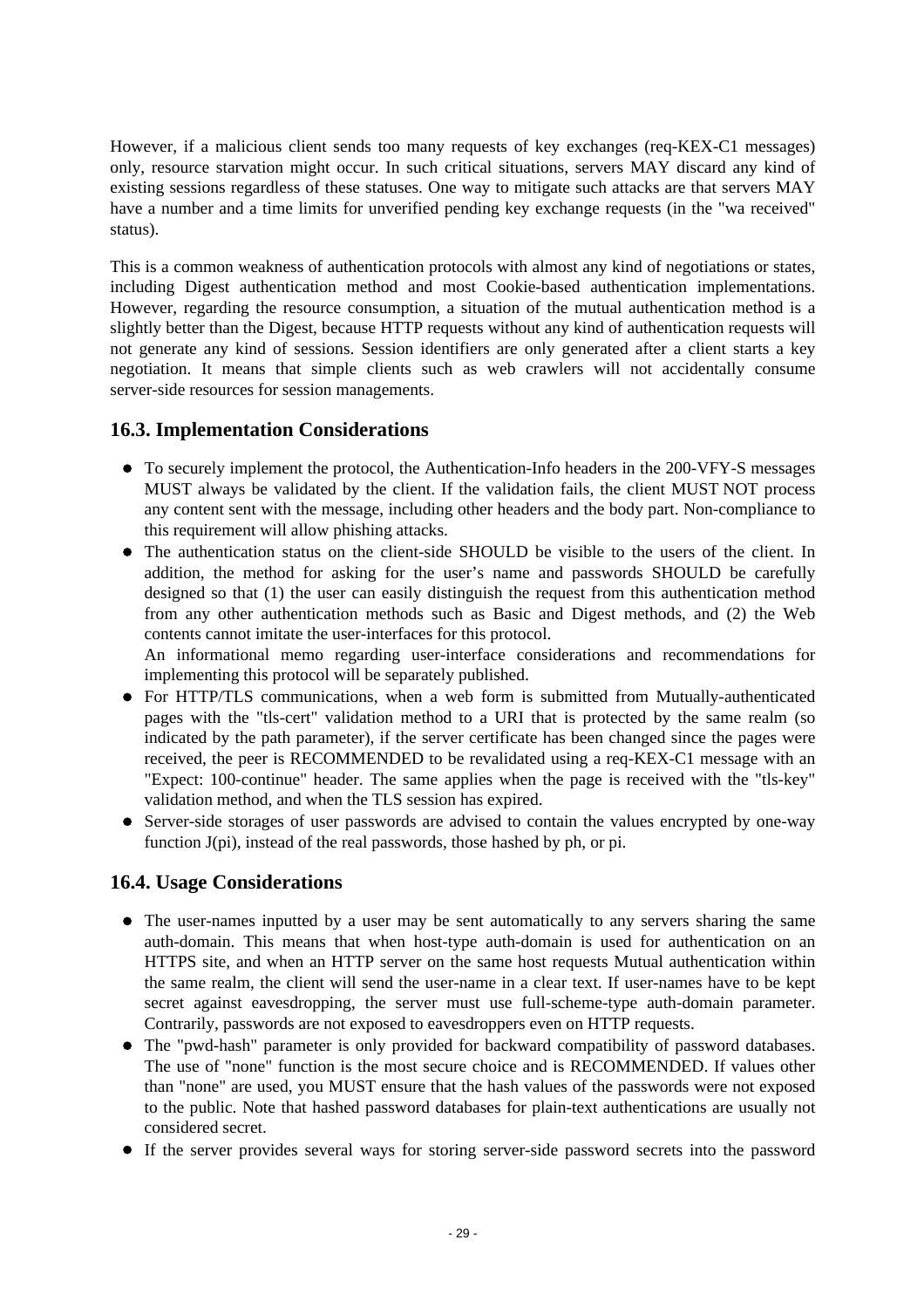However, if a malicious client sends too many requests of key exchanges (req-KEX-C1 messages) only, resource starvation might occur. In such critical situations, servers MAY discard any kind of existing sessions regardless of these statuses. One way to mitigate such attacks are that servers MAY have a number and a time limits for unverified pending key exchange requests (in the "wa received" status).

This is a common weakness of authentication protocols with almost any kind of negotiations or states, including Digest authentication method and most Cookie-based authentication implementations. However, regarding the resource consumption, a situation of the mutual authentication method is a slightly better than the Digest, because HTTP requests without any kind of authentication requests will not generate any kind of sessions. Session identifiers are only generated after a client starts a key negotiation. It means that simple clients such as web crawlers will not accidentally consume server-side resources for session managements.

## 16.3. Implementation Considerations

- To securely implement the protocol, the Authentication-Info headers in the 200-VFY-S messages MUST always be validated by the client. If the validation fails, the client MUST NOT process any content sent with the message, including other headers and the body part. Non-compliance to this requirement will allow phishing attacks.
- The authentication status on the client-side SHOULD be visible to the users of the client. In addition, the method for asking for the user's name and passwords SHOULD be carefully designed so that (1) the user can easily distinguish the request from this authentication method from any other authentication methods such as Basic and Digest methods, and (2) the Web contents cannot imitate the user-interfaces for this protocol.
  An informational memo regarding user-interface considerations and recommendations for implementing this protocol will be separately published.
- For HTTP/TLS communications, when a web form is submitted from Mutually-authenticated pages with the "tls-cert" validation method to a URI that is protected by the same realm (so indicated by the path parameter), if the server certificate has been changed since the pages were received, the peer is RECOMMENDED to be revalidated using a req-KEX-C1 message with an "Expect: 100-continue" header. The same applies when the page is received with the "tls-key" validation method, and when the TLS session has expired.
- Server-side storages of user passwords are advised to contain the values encrypted by one-way function J(pi), instead of the real passwords, those hashed by ph, or pi.

## 16.4. Usage Considerations

- The user-names inputted by a user may be sent automatically to any servers sharing the same auth-domain. This means that when host-type auth-domain is used for authentication on an HTTPS site, and when an HTTP server on the same host requests Mutual authentication within the same realm, the client will send the user-name in a clear text. If user-names have to be kept secret against eavesdropping, the server must use full-scheme-type auth-domain parameter. Contrarily, passwords are not exposed to eavesdroppers even on HTTP requests.
- The "pwd-hash" parameter is only provided for backward compatibility of password databases. The use of "none" function is the most secure choice and is RECOMMENDED. If values other than "none" are used, you MUST ensure that the hash values of the passwords were not exposed to the public. Note that hashed password databases for plain-text authentications are usually not considered secret.
- If the server provides several ways for storing server-side password secrets into the password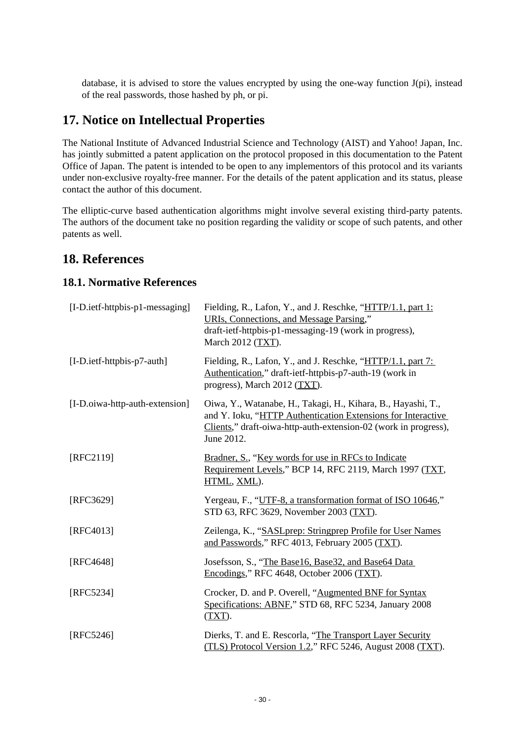database, it is advised to store the values encrypted by using the one-way function J(pi), instead of the real passwords, those hashed by ph, or pi.

# 17. Notice on Intellectual Properties

The National Institute of Advanced Industrial Science and Technology (AIST) and Yahoo! Japan, Inc. has jointly submitted a patent application on the protocol proposed in this documentation to the Patent Office of Japan. The patent is intended to be open to any implementors of this protocol and its variants under non-exclusive royalty-free manner. For the details of the patent application and its status, please contact the author of this document.

The elliptic-curve based authentication algorithms might involve several existing third-party patents. The authors of the document take no position regarding the validity or scope of such patents, and other patents as well.

# 18. References

## 18.1. Normative References

[I-D.ietf-httpbis-p1-messaging] Fielding, R., Lafon, Y., and J. Reschke, "HTTP/1.1, part 1: URIs, Connections, and Message Parsing," draft-ietf-httpbis-p1-messaging-19 (work in progress), March 2012 (TXT).

[I-D.ietf-httpbis-p7-auth] Fielding, R., Lafon, Y., and J. Reschke, "HTTP/1.1, part 7: Authentication," draft-ietf-httpbis-p7-auth-19 (work in progress), March 2012 (TXT).

[I-D.oiwa-http-auth-extension] Oiwa, Y., Watanabe, H., Takagi, H., Kihara, B., Hayashi, T., and Y. Ioku, "HTTP Authentication Extensions for Interactive Clients," draft-oiwa-http-auth-extension-02 (work in progress), June 2012.

[RFC2119] Bradner, S., "Key words for use in RFCs to Indicate Requirement Levels," BCP 14, RFC 2119, March 1997 (TXT, HTML, XML).

[RFC3629] Yergeau, F., "UTF-8, a transformation format of ISO 10646," STD 63, RFC 3629, November 2003 (TXT).

[RFC4013] Zeilenga, K., "SASLprep: Stringprep Profile for User Names and Passwords," RFC 4013, February 2005 (TXT).

[RFC4648] Josefsson, S., "The Base16, Base32, and Base64 Data Encodings," RFC 4648, October 2006 (TXT).

[RFC5234] Crocker, D. and P. Overell, "Augmented BNF for Syntax Specifications: ABNF," STD 68, RFC 5234, January 2008 (TXT).

[RFC5246] Dierks, T. and E. Rescorla, "The Transport Layer Security (TLS) Protocol Version 1.2," RFC 5246, August 2008 (TXT).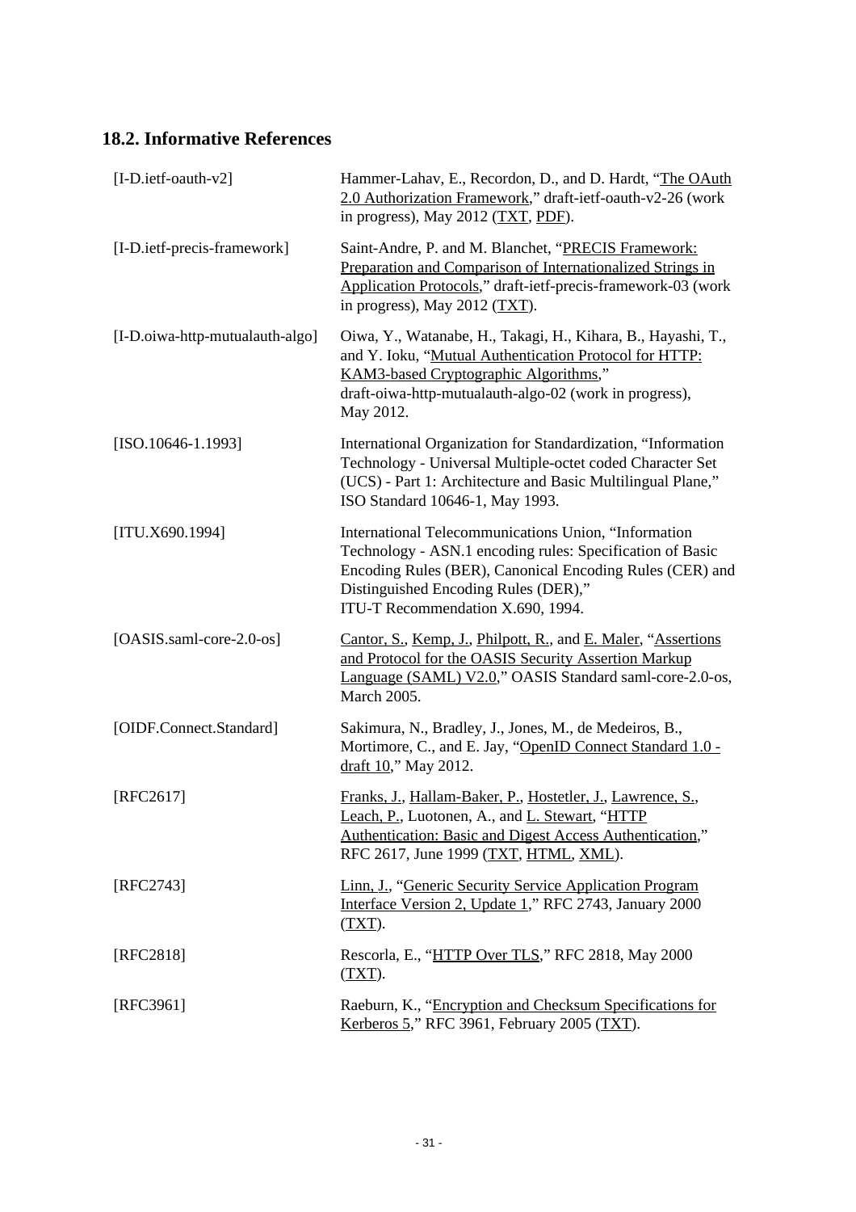## 18.2. Informative References

[I-D.ietf-oauth-v2] Hammer-Lahav, E., Recordon, D., and D. Hardt, “The OAuth 2.0 Authorization Framework,” draft-ietf-oauth-v2-26 (work in progress), May 2012 (TXT, PDF).

[I-D.ietf-precis-framework] Saint-Andre, P. and M. Blanchet, “PRECIS Framework: Preparation and Comparison of Internationalized Strings in Application Protocols,” draft-ietf-precis-framework-03 (work in progress), May 2012 (TXT).

[I-D.oiwa-http-mutualauth-algo] Oiwa, Y., Watanabe, H., Takagi, H., Kihara, B., Hayashi, T., and Y. Ioku, “Mutual Authentication Protocol for HTTP: KAM3-based Cryptographic Algorithms,” draft-oiwa-http-mutualauth-algo-02 (work in progress), May 2012.

[ISO.10646-1.1993] International Organization for Standardization, “Information Technology - Universal Multiple-octet coded Character Set (UCS) - Part 1: Architecture and Basic Multilingual Plane,” ISO Standard 10646-1, May 1993.

[ITU.X690.1994] International Telecommunications Union, “Information Technology - ASN.1 encoding rules: Specification of Basic Encoding Rules (BER), Canonical Encoding Rules (CER) and Distinguished Encoding Rules (DER),” ITU-T Recommendation X.690, 1994.

[OASIS.saml-core-2.0-os] Cantor, S., Kemp, J., Philpott, R., and E. Maler, “Assertions and Protocol for the OASIS Security Assertion Markup Language (SAML) V2.0,” OASIS Standard saml-core-2.0-os, March 2005.

[OIDF.Connect.Standard] Sakimura, N., Bradley, J., Jones, M., de Medeiros, B., Mortimore, C., and E. Jay, “OpenID Connect Standard 1.0 - draft 10,” May 2012.

[RFC2617] Franks, J., Hallam-Baker, P., Hostetler, J., Lawrence, S., Leach, P., Luotonen, A., and L. Stewart, “HTTP Authentication: Basic and Digest Access Authentication,” RFC 2617, June 1999 (TXT, HTML, XML).

[RFC2743] Linn, J., “Generic Security Service Application Program Interface Version 2, Update 1,” RFC 2743, January 2000 (TXT).

[RFC2818] Rescorla, E., “HTTP Over TLS,” RFC 2818, May 2000 (TXT).

[RFC3961] Raeburn, K., “Encryption and Checksum Specifications for Kerberos 5,” RFC 3961, February 2005 (TXT).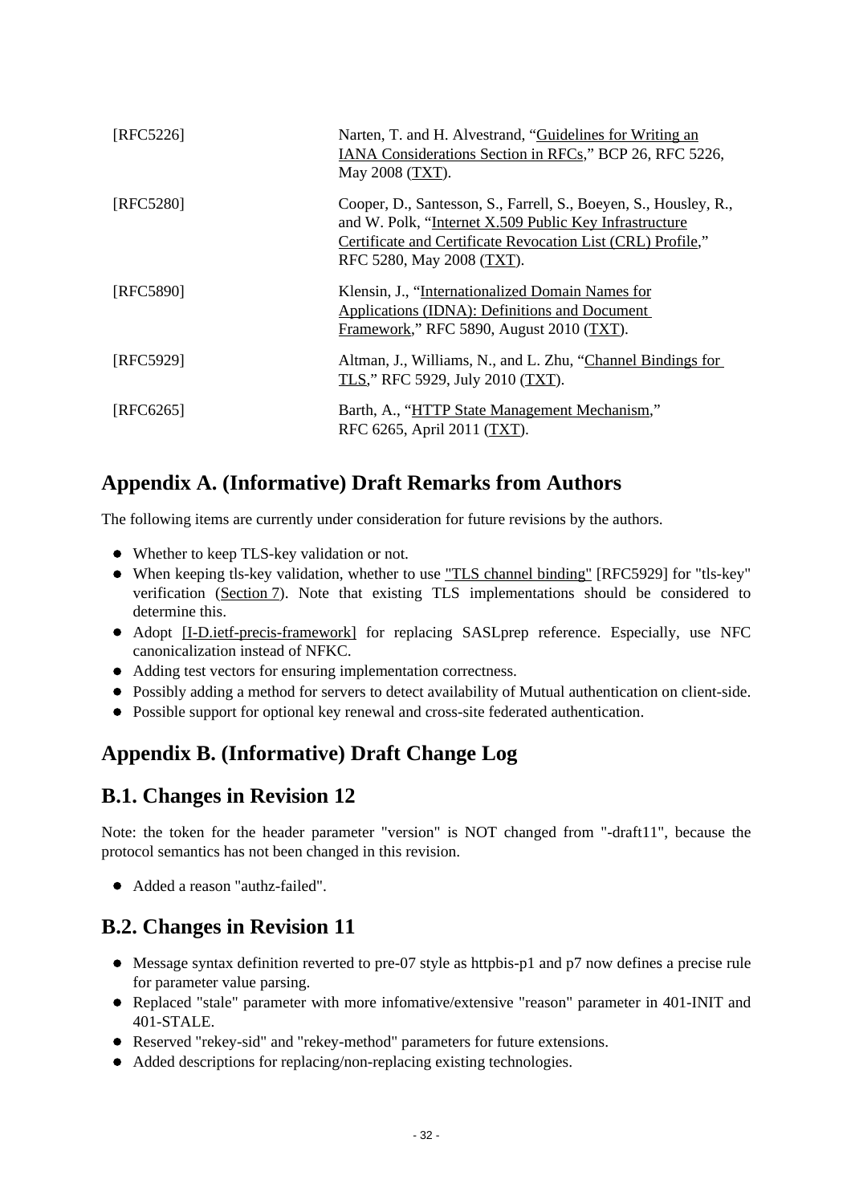| | |
|---|---|
| [RFC5226] | Narten, T. and H. Alvestrand, “Guidelines for Writing an IANA Considerations Section in RFCs,” BCP 26, RFC 5226, May 2008 (TXT). |
| [RFC5280] | Cooper, D., Santesson, S., Farrell, S., Boeyen, S., Housley, R., and W. Polk, “Internet X.509 Public Key Infrastructure Certificate and Certificate Revocation List (CRL) Profile,” RFC 5280, May 2008 (TXT). |
| [RFC5890] | Klensin, J., “Internationalized Domain Names for Applications (IDNA): Definitions and Document Framework,” RFC 5890, August 2010 (TXT). |
| [RFC5929] | Altman, J., Williams, N., and L. Zhu, “Channel Bindings for TLS,” RFC 5929, July 2010 (TXT). |
| [RFC6265] | Barth, A., “HTTP State Management Mechanism,” RFC 6265, April 2011 (TXT). |

## Appendix A. (Informative) Draft Remarks from Authors

The following items are currently under consideration for future revisions by the authors.

- Whether to keep TLS-key validation or not.
- When keeping tls-key validation, whether to use "TLS channel binding" [RFC5929] for "tls-key" verification (Section 7). Note that existing TLS implementations should be considered to determine this.
- Adopt [I-D.ietf-precis-framework] for replacing SASLprep reference. Especially, use NFC canonicalization instead of NFKC.
- Adding test vectors for ensuring implementation correctness.
- Possibly adding a method for servers to detect availability of Mutual authentication on client-side.
- Possible support for optional key renewal and cross-site federated authentication.

## Appendix B. (Informative) Draft Change Log

### B.1. Changes in Revision 12

Note: the token for the header parameter "version" is NOT changed from "-draft11", because the protocol semantics has not been changed in this revision.

- Added a reason "authz-failed".

### B.2. Changes in Revision 11

- Message syntax definition reverted to pre-07 style as httpbis-p1 and p7 now defines a precise rule for parameter value parsing.
- Replaced "stale" parameter with more infomative/extensive "reason" parameter in 401-INIT and 401-STALE.
- Reserved "rekey-sid" and "rekey-method" parameters for future extensions.
- Added descriptions for replacing/non-replacing existing technologies.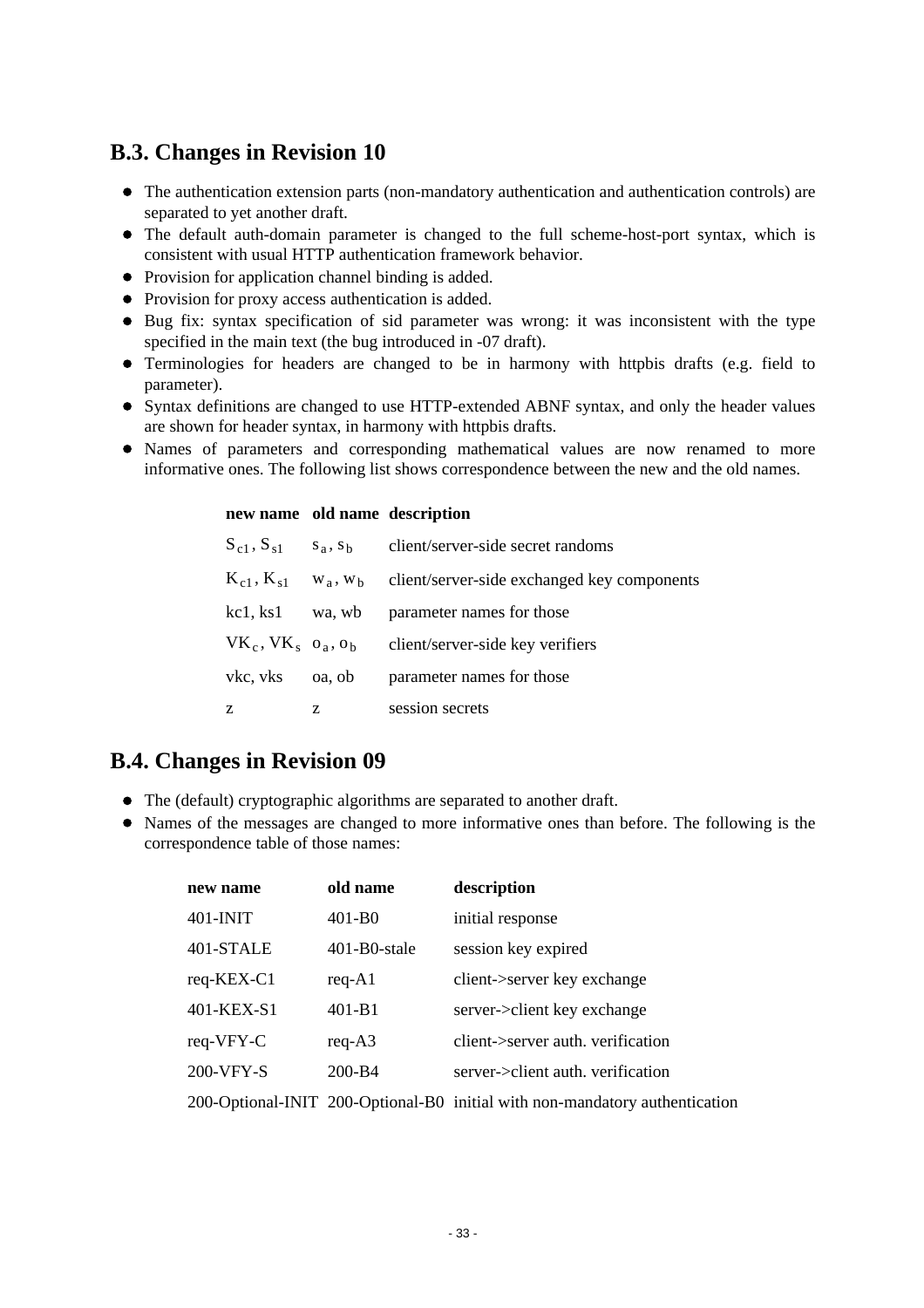## B.3. Changes in Revision 10

- The authentication extension parts (non-mandatory authentication and authentication controls) are separated to yet another draft.
- The default auth-domain parameter is changed to the full scheme-host-port syntax, which is consistent with usual HTTP authentication framework behavior.
- Provision for application channel binding is added.
- Provision for proxy access authentication is added.
- Bug fix: syntax specification of sid parameter was wrong: it was inconsistent with the type specified in the main text (the bug introduced in -07 draft).
- Terminologies for headers are changed to be in harmony with httpbis drafts (e.g. field to parameter).
- Syntax definitions are changed to use HTTP-extended ABNF syntax, and only the header values are shown for header syntax, in harmony with httpbis drafts.
- Names of parameters and corresponding mathematical values are now renamed to more informative ones. The following list shows correspondence between the new and the old names.

| new name | old name | description |
|---|---|---|
| $S_{c1}, S_{s1}$ | $s_a, s_b$ | client/server-side secret randoms |
| $K_{c1}, K_{s1}$ | $w_a, w_b$ | client/server-side exchanged key components |
| kc1, ks1 | wa, wb | parameter names for those |
| $VK_c, VK_s$ | $o_a, o_b$ | client/server-side key verifiers |
| vkc, vks | oa, ob | parameter names for those |
| z | z | session secrets |

## B.4. Changes in Revision 09

- The (default) cryptographic algorithms are separated to another draft.
- Names of the messages are changed to more informative ones than before. The following is the correspondence table of those names:

| new name | old name | description |
|---|---|---|
| 401-INIT | 401-B0 | initial response |
| 401-STALE | 401-B0-stale | session key expired |
| req-KEX-C1 | req-A1 | client->server key exchange |
| 401-KEX-S1 | 401-B1 | server->client key exchange |
| req-VFY-C | req-A3 | client->server auth. verification |
| 200-VFY-S | 200-B4 | server->client auth. verification |
| 200-Optional-INIT | 200-Optional-B0 | initial with non-mandatory authentication |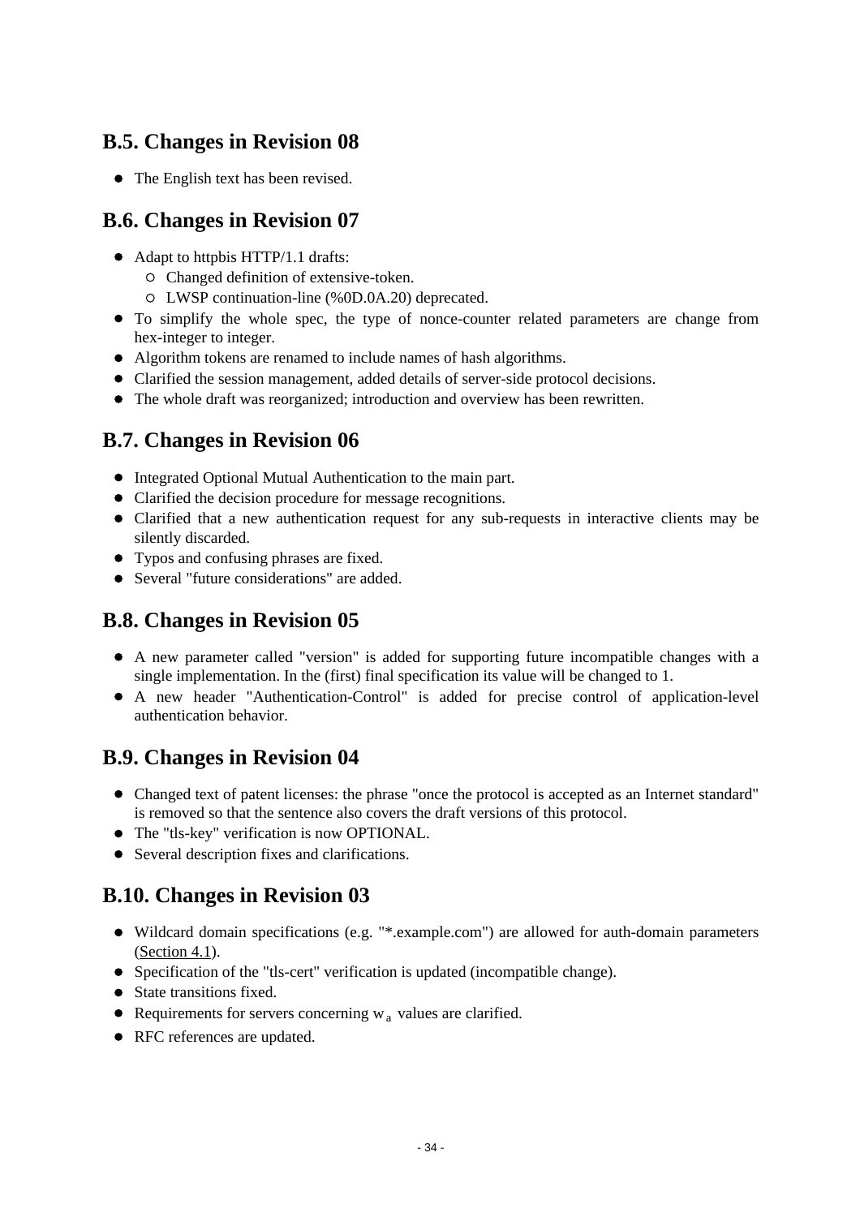## B.5. Changes in Revision 08

- The English text has been revised.

## B.6. Changes in Revision 07

- Adapt to httpbis HTTP/1.1 drafts:
  - Changed definition of extensive-token.
  - LWSP continuation-line (%0D.0A.20) deprecated.
- To simplify the whole spec, the type of nonce-counter related parameters are change from hex-integer to integer.
- Algorithm tokens are renamed to include names of hash algorithms.
- Clarified the session management, added details of server-side protocol decisions.
- The whole draft was reorganized; introduction and overview has been rewritten.

## B.7. Changes in Revision 06

- Integrated Optional Mutual Authentication to the main part.
- Clarified the decision procedure for message recognitions.
- Clarified that a new authentication request for any sub-requests in interactive clients may be silently discarded.
- Typos and confusing phrases are fixed.
- Several "future considerations" are added.

## B.8. Changes in Revision 05

- A new parameter called "version" is added for supporting future incompatible changes with a single implementation. In the (first) final specification its value will be changed to 1.
- A new header "Authentication-Control" is added for precise control of application-level authentication behavior.

## B.9. Changes in Revision 04

- Changed text of patent licenses: the phrase "once the protocol is accepted as an Internet standard" is removed so that the sentence also covers the draft versions of this protocol.
- The "tls-key" verification is now OPTIONAL.
- Several description fixes and clarifications.

## B.10. Changes in Revision 03

- Wildcard domain specifications (e.g. "*.example.com") are allowed for auth-domain parameters (Section 4.1).
- Specification of the "tls-cert" verification is updated (incompatible change).
- State transitions fixed.
- Requirements for servers concerning $w_a$ values are clarified.
- RFC references are updated.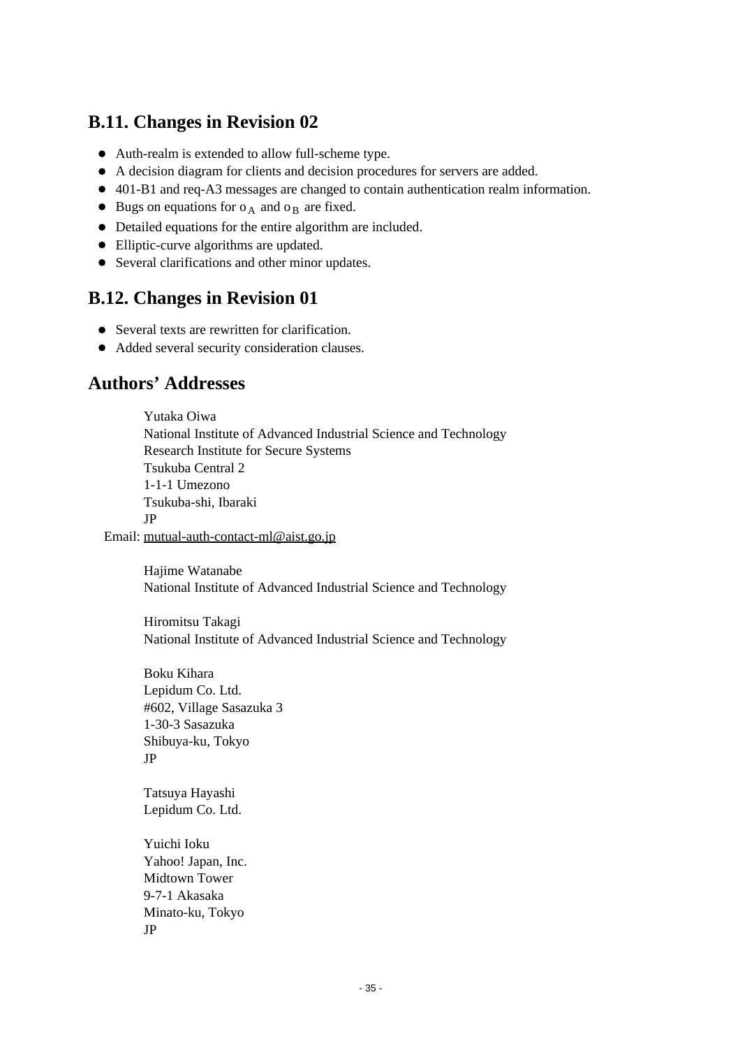## B.11. Changes in Revision 02

- Auth-realm is extended to allow full-scheme type.
- A decision diagram for clients and decision procedures for servers are added.
- 401-B1 and req-A3 messages are changed to contain authentication realm information.
- Bugs on equations for $o_A$ and $o_B$ are fixed.
- Detailed equations for the entire algorithm are included.
- Elliptic-curve algorithms are updated.
- Several clarifications and other minor updates.

## B.12. Changes in Revision 01

- Several texts are rewritten for clarification.
- Added several security consideration clauses.

## Authors' Addresses

Yutaka Oiwa
National Institute of Advanced Industrial Science and Technology
Research Institute for Secure Systems
Tsukuba Central 2
1-1-1 Umezono
Tsukuba-shi, Ibaraki
JP
Email: mutual-auth-contact-ml@aist.go.jp

Hajime Watanabe
National Institute of Advanced Industrial Science and Technology

Hiromitsu Takagi
National Institute of Advanced Industrial Science and Technology

Boku Kihara
Lepidum Co. Ltd.
#602, Village Sasazuka 3
1-30-3 Sasazuka
Shibuya-ku, Tokyo
JP

Tatsuya Hayashi
Lepidum Co. Ltd.

Yuichi Ioku
Yahoo! Japan, Inc.
Midtown Tower
9-7-1 Akasaka
Minato-ku, Tokyo
JP